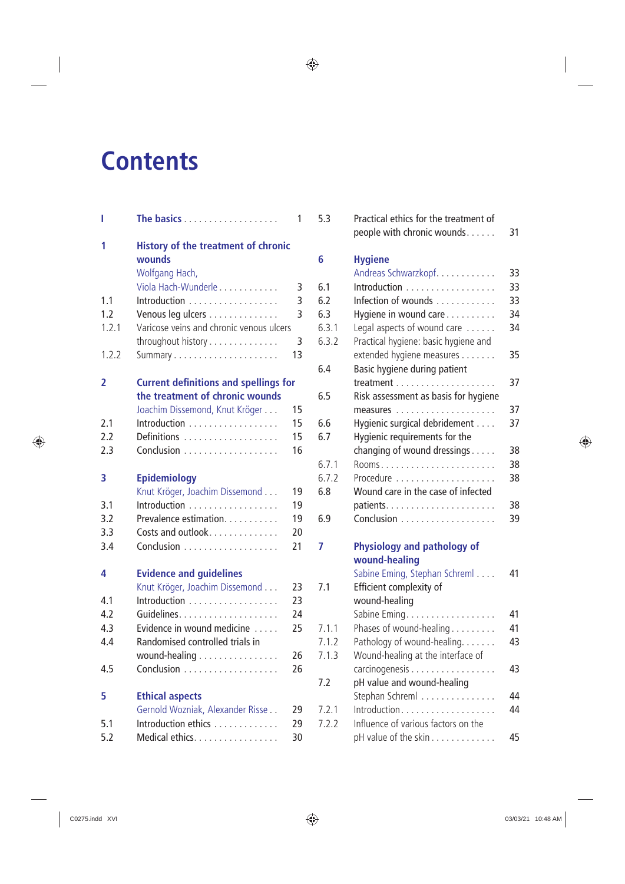# Contents

**I The basics** ... 1

**1 History of the treatment of chronic wounds**
Wolfgang Hach, Viola Hach-Wunderle ... 3

- 1.1 Introduction ... 3
- 1.2 Venous leg ulcers ... 3
- 1.2.1 Varicose veins and chronic venous ulcers throughout history ... 3
- 1.2.2 Summary ... 13

**2 Current definitions and spellings for the treatment of chronic wounds**
Joachim Dissemond, Knut Kröger ... 15

- 2.1 Introduction ... 15
- 2.2 Definitions ... 15
- 2.3 Conclusion ... 16

**3 Epidemiology**
Knut Kröger, Joachim Dissemond ... 19

- 3.1 Introduction ... 19
- 3.2 Prevalence estimation ... 19
- 3.3 Costs and outlook ... 20
- 3.4 Conclusion ... 21

**4 Evidence and guidelines**
Knut Kröger, Joachim Dissemond ... 23

- 4.1 Introduction ... 23
- 4.2 Guidelines ... 24
- 4.3 Evidence in wound medicine ... 25
- 4.4 Randomised controlled trials in wound-healing ... 26
- 4.5 Conclusion ... 26

**5 Ethical aspects**
Gernold Wozniak, Alexander Risse ... 29

- 5.1 Introduction ethics ... 29
- 5.2 Medical ethics ... 30
- 5.3 Practical ethics for the treatment of people with chronic wounds ... 31

**6 Hygiene**
Andreas Schwarzkopf ... 33

- 6.1 Introduction ... 33
- 6.2 Infection of wounds ... 33
- 6.3 Hygiene in wound care ... 34
- 6.3.1 Legal aspects of wound care ... 34
- 6.3.2 Practical hygiene: basic hygiene and extended hygiene measures ... 35
- 6.4 Basic hygiene during patient treatment ... 37
- 6.5 Risk assessment as basis for hygiene measures ... 37
- 6.6 Hygienic surgical debridement ... 37
- 6.7 Hygienic requirements for the changing of wound dressings ... 38
- 6.7.1 Rooms ... 38
- 6.7.2 Procedure ... 38
- 6.8 Wound care in the case of infected patients ... 38
- 6.9 Conclusion ... 39

**7 Physiology and pathology of wound-healing**
Sabine Eming, Stephan Schreml ... 41

- 7.1 Efficient complexity of wound-healing
  Sabine Eming ... 41
- 7.1.1 Phases of wound-healing ... 41
- 7.1.2 Pathology of wound-healing ... 43
- 7.1.3 Wound-healing at the interface of carcinogenesis ... 43
- 7.2 pH value and wound-healing
  Stephan Schreml ... 44
- 7.2.1 Introduction ... 44
- 7.2.2 Influence of various factors on the pH value of the skin ... 45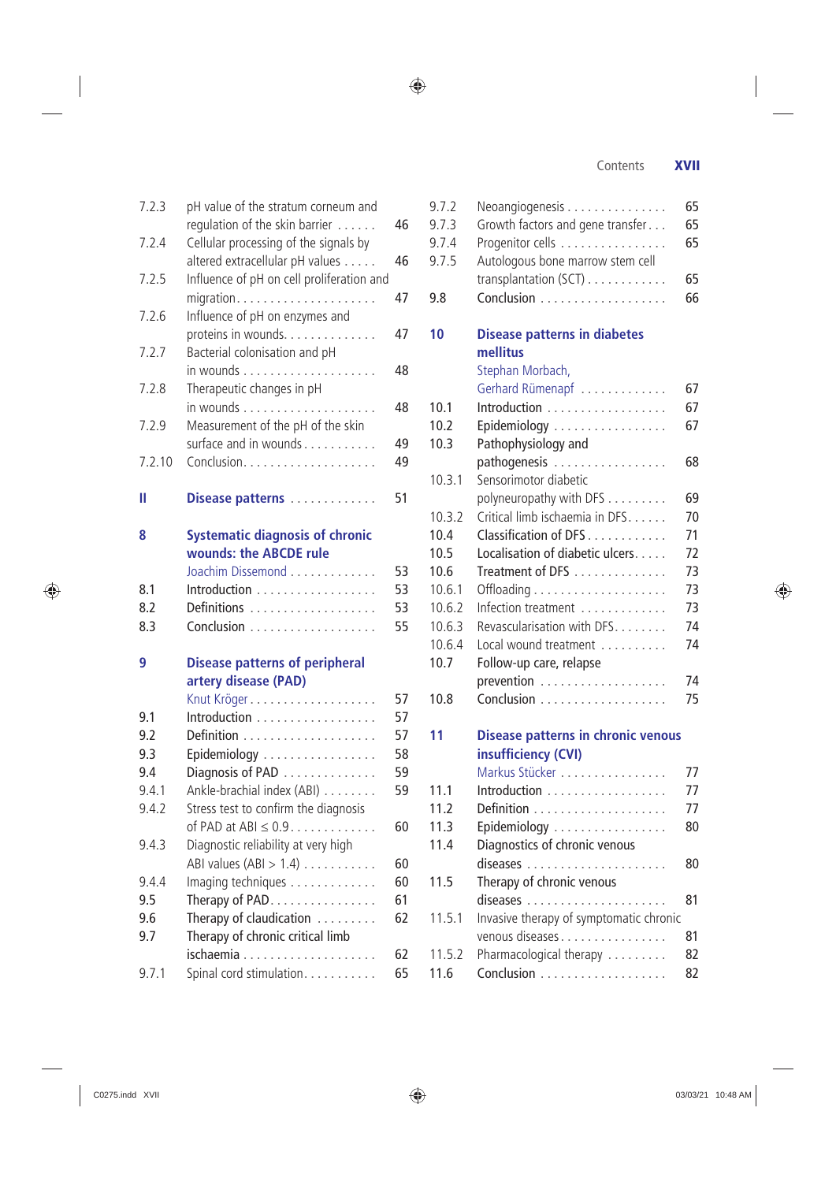| | | |
|---|---|---|
| 7.2.3 | pH value of the stratum corneum and regulation of the skin barrier | 46 |
| 7.2.4 | Cellular processing of the signals by altered extracellular pH values | 46 |
| 7.2.5 | Influence of pH on cell proliferation and migration | 47 |
| 7.2.6 | Influence of pH on enzymes and proteins in wounds | 47 |
| 7.2.7 | Bacterial colonisation and pH in wounds | 48 |
| 7.2.8 | Therapeutic changes in pH in wounds | 48 |
| 7.2.9 | Measurement of the pH of the skin surface and in wounds | 49 |
| 7.2.10 | Conclusion | 49 |
| **II** | **Disease patterns** | 51 |
| **8** | **Systematic diagnosis of chronic wounds: the ABCDE rule** | |
| | Joachim Dissemond | 53 |
| 8.1 | Introduction | 53 |
| 8.2 | Definitions | 53 |
| 8.3 | Conclusion | 55 |
| **9** | **Disease patterns of peripheral artery disease (PAD)** | |
| | Knut Kröger | 57 |
| 9.1 | Introduction | 57 |
| 9.2 | Definition | 57 |
| 9.3 | Epidemiology | 58 |
| 9.4 | Diagnosis of PAD | 59 |
| 9.4.1 | Ankle-brachial index (ABI) | 59 |
| 9.4.2 | Stress test to confirm the diagnosis of PAD at ABI ≤ 0.9 | 60 |
| 9.4.3 | Diagnostic reliability at very high ABI values (ABI > 1.4) | 60 |
| 9.4.4 | Imaging techniques | 60 |
| 9.5 | Therapy of PAD | 61 |
| 9.6 | Therapy of claudication | 62 |
| 9.7 | Therapy of chronic critical limb ischaemia | 62 |
| 9.7.1 | Spinal cord stimulation | 65 |
| 9.7.2 | Neoangiogenesis | 65 |
| 9.7.3 | Growth factors and gene transfer | 65 |
| 9.7.4 | Progenitor cells | 65 |
| 9.7.5 | Autologous bone marrow stem cell transplantation (SCT) | 65 |
| 9.8 | Conclusion | 66 |
| **10** | **Disease patterns in diabetes mellitus** | |
| | Stephan Morbach, Gerhard Rümenapf | 67 |
| 10.1 | Introduction | 67 |
| 10.2 | Epidemiology | 67 |
| 10.3 | Pathophysiology and pathogenesis | 68 |
| 10.3.1 | Sensorimotor diabetic polyneuropathy with DFS | 69 |
| 10.3.2 | Critical limb ischaemia in DFS | 70 |
| 10.4 | Classification of DFS | 71 |
| 10.5 | Localisation of diabetic ulcers | 72 |
| 10.6 | Treatment of DFS | 73 |
| 10.6.1 | Offloading | 73 |
| 10.6.2 | Infection treatment | 73 |
| 10.6.3 | Revascularisation with DFS | 74 |
| 10.6.4 | Local wound treatment | 74 |
| 10.7 | Follow-up care, relapse prevention | 74 |
| 10.8 | Conclusion | 75 |
| **11** | **Disease patterns in chronic venous insufficiency (CVI)** | |
| | Markus Stücker | 77 |
| 11.1 | Introduction | 77 |
| 11.2 | Definition | 77 |
| 11.3 | Epidemiology | 80 |
| 11.4 | Diagnostics of chronic venous diseases | 80 |
| 11.5 | Therapy of chronic venous diseases | 81 |
| 11.5.1 | Invasive therapy of symptomatic chronic venous diseases | 81 |
| 11.5.2 | Pharmacological therapy | 82 |
| 11.6 | Conclusion | 82 |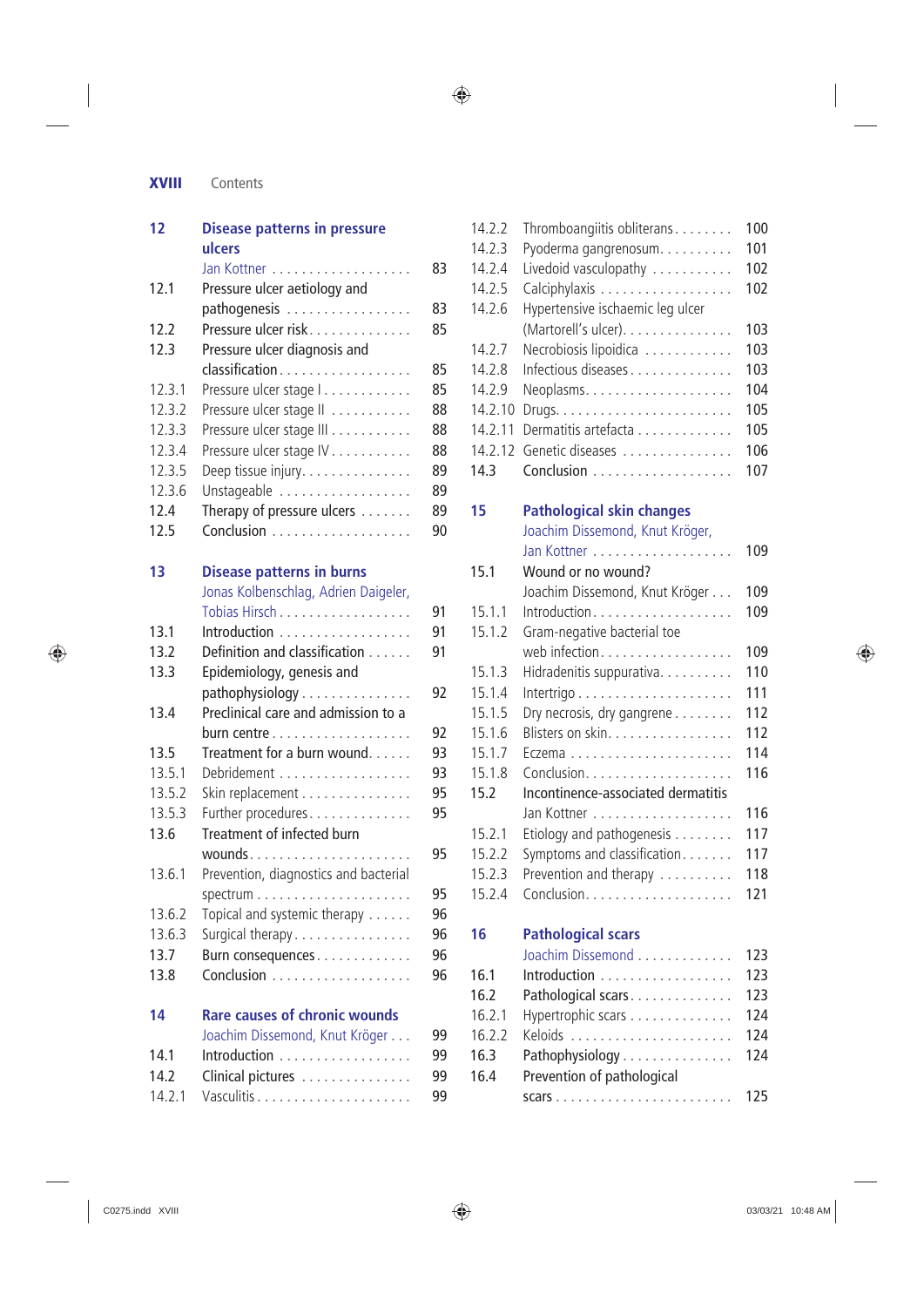## Contents

**12 Disease patterns in pressure ulcers**
Jan Kottner . . . . . . . . . . . . . . . . . . 83
12.1 Pressure ulcer aetiology and pathogenesis . . . . . . . . . . . . . . . . 83
12.2 Pressure ulcer risk . . . . . . . . . . . . . 85
12.3 Pressure ulcer diagnosis and classification . . . . . . . . . . . . . . . . . 85
12.3.1 Pressure ulcer stage I . . . . . . . . . . . 85
12.3.2 Pressure ulcer stage II . . . . . . . . . . 88
12.3.3 Pressure ulcer stage III . . . . . . . . . . 88
12.3.4 Pressure ulcer stage IV . . . . . . . . . . 88
12.3.5 Deep tissue injury . . . . . . . . . . . . . . 89
12.3.6 Unstageable . . . . . . . . . . . . . . . . . 89
12.4 Therapy of pressure ulcers . . . . . . . 89
12.5 Conclusion . . . . . . . . . . . . . . . . . . 90

**13 Disease patterns in burns**
Jonas Kolbenschlag, Adrien Daigeler, Tobias Hirsch . . . . . . . . . . . . . . . . . 91
13.1 Introduction . . . . . . . . . . . . . . . . . 91
13.2 Definition and classification . . . . . . 91
13.3 Epidemiology, genesis and pathophysiology . . . . . . . . . . . . . . . 92
13.4 Preclinical care and admission to a burn centre . . . . . . . . . . . . . . . . . . 92
13.5 Treatment for a burn wound . . . . . . 93
13.5.1 Debridement . . . . . . . . . . . . . . . . . 93
13.5.2 Skin replacement . . . . . . . . . . . . . . 95
13.5.3 Further procedures . . . . . . . . . . . . . 95
13.6 Treatment of infected burn wounds . . . . . . . . . . . . . . . . . . . . . 95
13.6.1 Prevention, diagnostics and bacterial spectrum . . . . . . . . . . . . . . . . . . . . 95
13.6.2 Topical and systemic therapy . . . . . . 96
13.6.3 Surgical therapy . . . . . . . . . . . . . . . 96
13.7 Burn consequences . . . . . . . . . . . . 96
13.8 Conclusion . . . . . . . . . . . . . . . . . . 96

**14 Rare causes of chronic wounds**
Joachim Dissemond, Knut Kröger . . . 99
14.1 Introduction . . . . . . . . . . . . . . . . . 99
14.2 Clinical pictures . . . . . . . . . . . . . . 99
14.2.1 Vasculitis . . . . . . . . . . . . . . . . . . . . 99
14.2.2 Thromboangiitis obliterans . . . . . . . . 100
14.2.3 Pyoderma gangrenosum . . . . . . . . . . 101
14.2.4 Livedoid vasculopathy . . . . . . . . . . . 102
14.2.5 Calciphylaxis . . . . . . . . . . . . . . . . . . 102
14.2.6 Hypertensive ischaemic leg ulcer (Martorell's ulcer) . . . . . . . . . . . . . . . 103
14.2.7 Necrobiosis lipoidica . . . . . . . . . . . . 103
14.2.8 Infectious diseases . . . . . . . . . . . . . 103
14.2.9 Neoplasms . . . . . . . . . . . . . . . . . . . 104
14.2.10 Drugs . . . . . . . . . . . . . . . . . . . . . . . 105
14.2.11 Dermatitis artefacta . . . . . . . . . . . . . 105
14.2.12 Genetic diseases . . . . . . . . . . . . . . . 106
14.3 Conclusion . . . . . . . . . . . . . . . . . . . 107

**15 Pathological skin changes**
Joachim Dissemond, Knut Kröger, Jan Kottner . . . . . . . . . . . . . . . . . . 109
15.1 Wound or no wound? Joachim Dissemond, Knut Kröger . . . 109
15.1.1 Introduction . . . . . . . . . . . . . . . . . . 109
15.1.2 Gram-negative bacterial toe web infection . . . . . . . . . . . . . . . . . . 109
15.1.3 Hidradenitis suppurativa . . . . . . . . . . 110
15.1.4 Intertrigo . . . . . . . . . . . . . . . . . . . . 111
15.1.5 Dry necrosis, dry gangrene . . . . . . . . 112
15.1.6 Blisters on skin . . . . . . . . . . . . . . . . 112
15.1.7 Eczema . . . . . . . . . . . . . . . . . . . . . 114
15.1.8 Conclusion . . . . . . . . . . . . . . . . . . . 116
15.2 Incontinence-associated dermatitis Jan Kottner . . . . . . . . . . . . . . . . . . 116
15.2.1 Etiology and pathogenesis . . . . . . . . 117
15.2.2 Symptoms and classification . . . . . . . 117
15.2.3 Prevention and therapy . . . . . . . . . . 118
15.2.4 Conclusion . . . . . . . . . . . . . . . . . . . 121

**16 Pathological scars**
Joachim Dissemond . . . . . . . . . . . . . 123
16.1 Introduction . . . . . . . . . . . . . . . . . . 123
16.2 Pathological scars . . . . . . . . . . . . . . 123
16.2.1 Hypertrophic scars . . . . . . . . . . . . . 124
16.2.2 Keloids . . . . . . . . . . . . . . . . . . . . . 124
16.3 Pathophysiology . . . . . . . . . . . . . . . 124
16.4 Prevention of pathological scars . . . . . . . . . . . . . . . . . . . . . . . . 125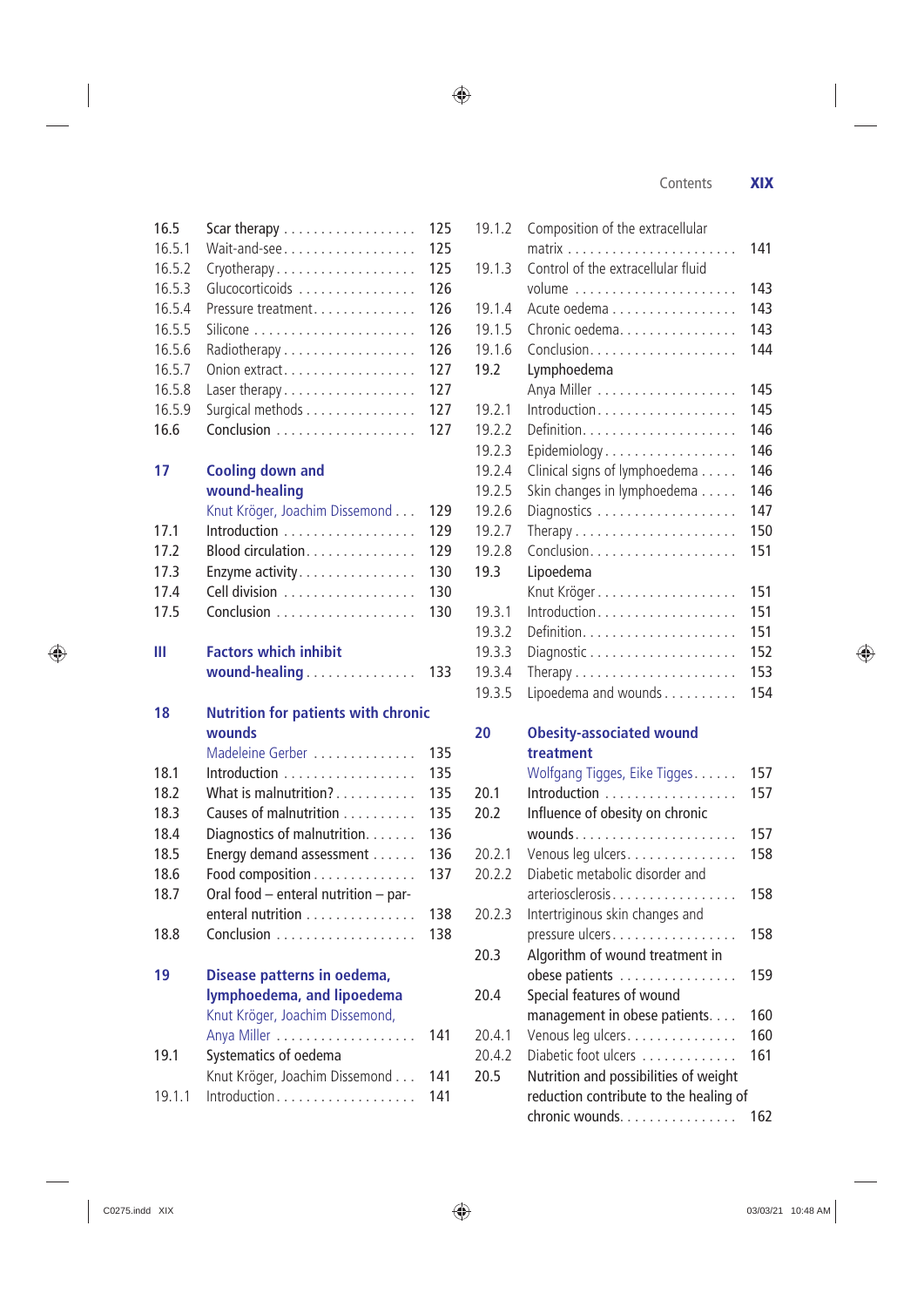| | | |
|---|---|---|
| 16.5 | Scar therapy | 125 |
| 16.5.1 | Wait-and-see | 125 |
| 16.5.2 | Cryotherapy | 125 |
| 16.5.3 | Glucocorticoids | 126 |
| 16.5.4 | Pressure treatment | 126 |
| 16.5.5 | Silicone | 126 |
| 16.5.6 | Radiotherapy | 126 |
| 16.5.7 | Onion extract | 127 |
| 16.5.8 | Laser therapy | 127 |
| 16.5.9 | Surgical methods | 127 |
| 16.6 | Conclusion | 127 |
| **17** | **Cooling down and wound-healing** | |
| | Knut Kröger, Joachim Dissemond | 129 |
| 17.1 | Introduction | 129 |
| 17.2 | Blood circulation | 129 |
| 17.3 | Enzyme activity | 130 |
| 17.4 | Cell division | 130 |
| 17.5 | Conclusion | 130 |
| **III** | **Factors which inhibit wound-healing** | 133 |
| **18** | **Nutrition for patients with chronic wounds** | |
| | Madeleine Gerber | 135 |
| 18.1 | Introduction | 135 |
| 18.2 | What is malnutrition? | 135 |
| 18.3 | Causes of malnutrition | 135 |
| 18.4 | Diagnostics of malnutrition | 136 |
| 18.5 | Energy demand assessment | 136 |
| 18.6 | Food composition | 137 |
| 18.7 | Oral food – enteral nutrition – parenteral nutrition | 138 |
| 18.8 | Conclusion | 138 |
| **19** | **Disease patterns in oedema, lymphoedema, and lipoedema** | |
| | Knut Kröger, Joachim Dissemond, Anya Miller | 141 |
| 19.1 | Systematics of oedema | |
| | Knut Kröger, Joachim Dissemond | 141 |
| 19.1.1 | Introduction | 141 |
| 19.1.2 | Composition of the extracellular matrix | 141 |
| 19.1.3 | Control of the extracellular fluid volume | 143 |
| 19.1.4 | Acute oedema | 143 |
| 19.1.5 | Chronic oedema | 143 |
| 19.1.6 | Conclusion | 144 |
| 19.2 | Lymphoedema | |
| | Anya Miller | 145 |
| 19.2.1 | Introduction | 145 |
| 19.2.2 | Definition | 146 |
| 19.2.3 | Epidemiology | 146 |
| 19.2.4 | Clinical signs of lymphoedema | 146 |
| 19.2.5 | Skin changes in lymphoedema | 146 |
| 19.2.6 | Diagnostics | 147 |
| 19.2.7 | Therapy | 150 |
| 19.2.8 | Conclusion | 151 |
| 19.3 | Lipoedema | |
| | Knut Kröger | 151 |
| 19.3.1 | Introduction | 151 |
| 19.3.2 | Definition | 151 |
| 19.3.3 | Diagnostic | 152 |
| 19.3.4 | Therapy | 153 |
| 19.3.5 | Lipoedema and wounds | 154 |
| **20** | **Obesity-associated wound treatment** | |
| | Wolfgang Tigges, Eike Tigges | 157 |
| 20.1 | Introduction | 157 |
| 20.2 | Influence of obesity on chronic wounds | 157 |
| 20.2.1 | Venous leg ulcers | 158 |
| 20.2.2 | Diabetic metabolic disorder and arteriosclerosis | 158 |
| 20.2.3 | Intertriginous skin changes and pressure ulcers | 158 |
| 20.3 | Algorithm of wound treatment in obese patients | 159 |
| 20.4 | Special features of wound management in obese patients | 160 |
| 20.4.1 | Venous leg ulcers | 160 |
| 20.4.2 | Diabetic foot ulcers | 161 |
| 20.5 | Nutrition and possibilities of weight reduction contribute to the healing of chronic wounds | 162 |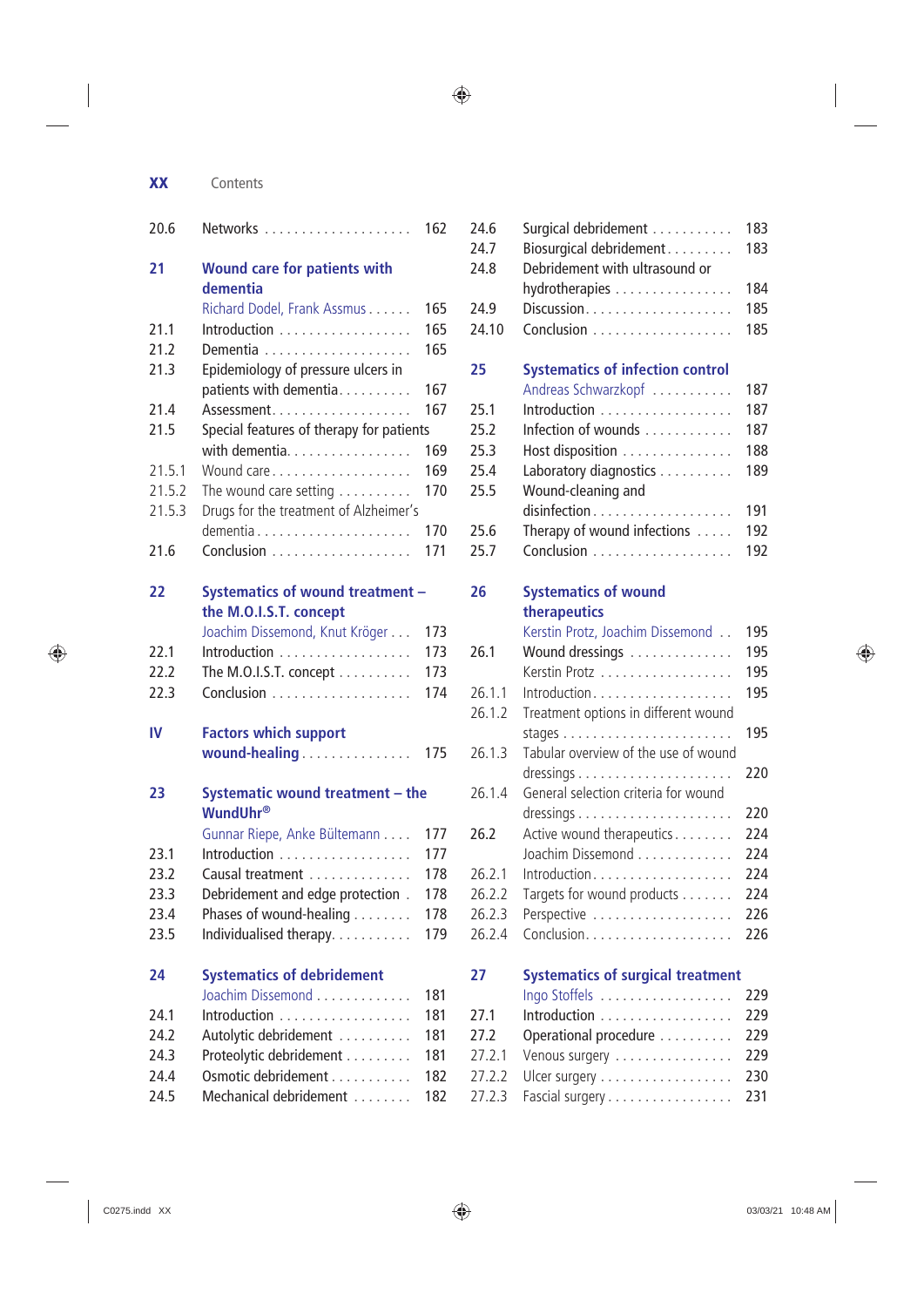| | | |
|---|---|---|
| 20.6 | Networks | 162 |
| **21** | **Wound care for patients with dementia** | |
| | Richard Dodel, Frank Assmus | 165 |
| 21.1 | Introduction | 165 |
| 21.2 | Dementia | 165 |
| 21.3 | Epidemiology of pressure ulcers in patients with dementia | 167 |
| 21.4 | Assessment | 167 |
| 21.5 | Special features of therapy for patients with dementia | 169 |
| 21.5.1 | Wound care | 169 |
| 21.5.2 | The wound care setting | 170 |
| 21.5.3 | Drugs for the treatment of Alzheimer's dementia | 170 |
| 21.6 | Conclusion | 171 |
| **22** | **Systematics of wound treatment – the M.O.I.S.T. concept** | |
| | Joachim Dissemond, Knut Kröger | 173 |
| 22.1 | Introduction | 173 |
| 22.2 | The M.O.I.S.T. concept | 173 |
| 22.3 | Conclusion | 174 |
| **IV** | **Factors which support wound-healing** | 175 |
| **23** | **Systematic wound treatment – the WundUhr®** | |
| | Gunnar Riepe, Anke Bültemann | 177 |
| 23.1 | Introduction | 177 |
| 23.2 | Causal treatment | 178 |
| 23.3 | Debridement and edge protection | 178 |
| 23.4 | Phases of wound-healing | 178 |
| 23.5 | Individualised therapy | 179 |
| **24** | **Systematics of debridement** | |
| | Joachim Dissemond | 181 |
| 24.1 | Introduction | 181 |
| 24.2 | Autolytic debridement | 181 |
| 24.3 | Proteolytic debridement | 181 |
| 24.4 | Osmotic debridement | 182 |
| 24.5 | Mechanical debridement | 182 |
| 24.6 | Surgical debridement | 183 |
| 24.7 | Biosurgical debridement | 183 |
| 24.8 | Debridement with ultrasound or hydrotherapies | 184 |
| 24.9 | Discussion | 185 |
| 24.10 | Conclusion | 185 |
| **25** | **Systematics of infection control** | |
| | Andreas Schwarzkopf | 187 |
| 25.1 | Introduction | 187 |
| 25.2 | Infection of wounds | 187 |
| 25.3 | Host disposition | 188 |
| 25.4 | Laboratory diagnostics | 189 |
| 25.5 | Wound-cleaning and disinfection | 191 |
| 25.6 | Therapy of wound infections | 192 |
| 25.7 | Conclusion | 192 |
| **26** | **Systematics of wound therapeutics** | |
| | Kerstin Protz, Joachim Dissemond | 195 |
| 26.1 | Wound dressings | 195 |
| | Kerstin Protz | 195 |
| 26.1.1 | Introduction | 195 |
| 26.1.2 | Treatment options in different wound stages | 195 |
| 26.1.3 | Tabular overview of the use of wound dressings | 220 |
| 26.1.4 | General selection criteria for wound dressings | 220 |
| 26.2 | Active wound therapeutics | 224 |
| | Joachim Dissemond | 224 |
| 26.2.1 | Introduction | 224 |
| 26.2.2 | Targets for wound products | 224 |
| 26.2.3 | Perspective | 226 |
| 26.2.4 | Conclusion | 226 |
| **27** | **Systematics of surgical treatment** | |
| | Ingo Stoffels | 229 |
| 27.1 | Introduction | 229 |
| 27.2 | Operational procedure | 229 |
| 27.2.1 | Venous surgery | 229 |
| 27.2.2 | Ulcer surgery | 230 |
| 27.2.3 | Fascial surgery | 231 |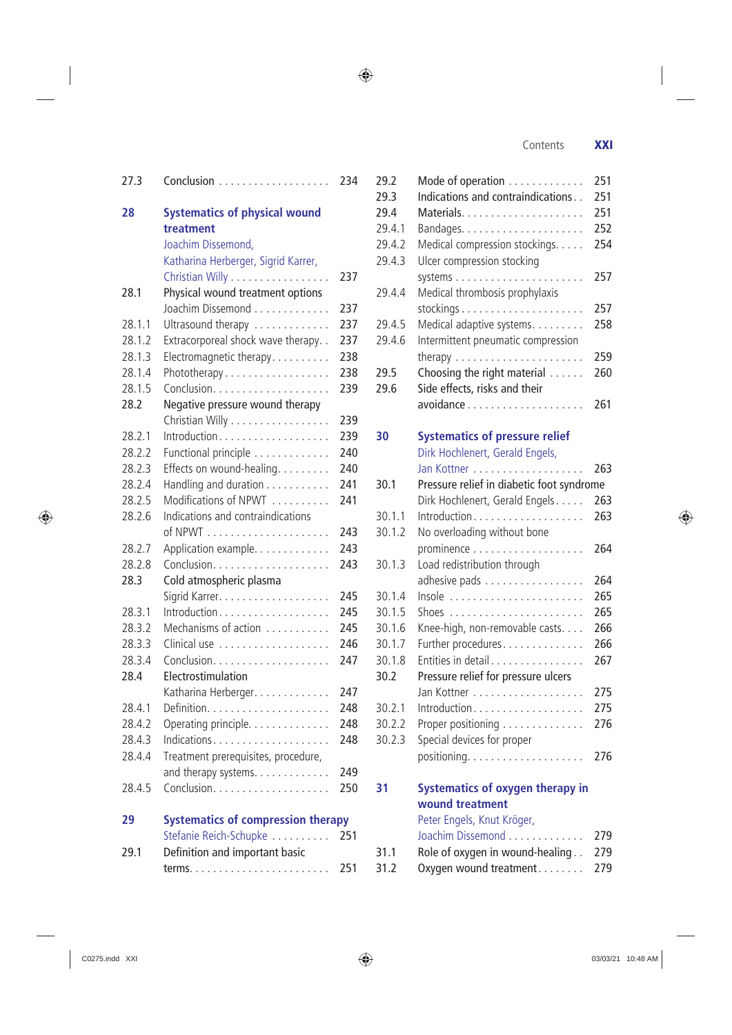| | | |
|---|---|---|
| 27.3 | Conclusion | 234 |
| **28** | **Systematics of physical wound treatment** | |
| | Joachim Dissemond, Katharina Herberger, Sigrid Karrer, Christian Willy | 237 |
| 28.1 | Physical wound treatment options | |
| | Joachim Dissemond | 237 |
| 28.1.1 | Ultrasound therapy | 237 |
| 28.1.2 | Extracorporeal shock wave therapy | 237 |
| 28.1.3 | Electromagnetic therapy | 238 |
| 28.1.4 | Phototherapy | 238 |
| 28.1.5 | Conclusion | 239 |
| 28.2 | Negative pressure wound therapy | |
| | Christian Willy | 239 |
| 28.2.1 | Introduction | 239 |
| 28.2.2 | Functional principle | 240 |
| 28.2.3 | Effects on wound-healing | 240 |
| 28.2.4 | Handling and duration | 241 |
| 28.2.5 | Modifications of NPWT | 241 |
| 28.2.6 | Indications and contraindications of NPWT | 243 |
| 28.2.7 | Application example | 243 |
| 28.2.8 | Conclusion | 243 |
| 28.3 | Cold atmospheric plasma | |
| | Sigrid Karrer | 245 |
| 28.3.1 | Introduction | 245 |
| 28.3.2 | Mechanisms of action | 245 |
| 28.3.3 | Clinical use | 246 |
| 28.3.4 | Conclusion | 247 |
| 28.4 | Electrostimulation | |
| | Katharina Herberger | 247 |
| 28.4.1 | Definition | 248 |
| 28.4.2 | Operating principle | 248 |
| 28.4.3 | Indications | 248 |
| 28.4.4 | Treatment prerequisites, procedure, and therapy systems | 249 |
| 28.4.5 | Conclusion | 250 |
| **29** | **Systematics of compression therapy** | |
| | Stefanie Reich-Schupke | 251 |
| 29.1 | Definition and important basic terms | 251 |
| 29.2 | Mode of operation | 251 |
| 29.3 | Indications and contraindications | 251 |
| 29.4 | Materials | 251 |
| 29.4.1 | Bandages | 252 |
| 29.4.2 | Medical compression stockings | 254 |
| 29.4.3 | Ulcer compression stocking systems | 257 |
| 29.4.4 | Medical thrombosis prophylaxis stockings | 257 |
| 29.4.5 | Medical adaptive systems | 258 |
| 29.4.6 | Intermittent pneumatic compression therapy | 259 |
| 29.5 | Choosing the right material | 260 |
| 29.6 | Side effects, risks and their avoidance | 261 |
| **30** | **Systematics of pressure relief** | |
| | Dirk Hochlenert, Gerald Engels, Jan Kottner | 263 |
| 30.1 | Pressure relief in diabetic foot syndrome | |
| | Dirk Hochlenert, Gerald Engels | 263 |
| 30.1.1 | Introduction | 263 |
| 30.1.2 | No overloading without bone prominence | 264 |
| 30.1.3 | Load redistribution through adhesive pads | 264 |
| 30.1.4 | Insole | 265 |
| 30.1.5 | Shoes | 265 |
| 30.1.6 | Knee-high, non-removable casts | 266 |
| 30.1.7 | Further procedures | 266 |
| 30.1.8 | Entities in detail | 267 |
| 30.2 | Pressure relief for pressure ulcers | |
| | Jan Kottner | 275 |
| 30.2.1 | Introduction | 275 |
| 30.2.2 | Proper positioning | 276 |
| 30.2.3 | Special devices for proper positioning | 276 |
| **31** | **Systematics of oxygen therapy in wound treatment** | |
| | Peter Engels, Knut Kröger, Joachim Dissemond | 279 |
| 31.1 | Role of oxygen in wound-healing | 279 |
| 31.2 | Oxygen wound treatment | 279 |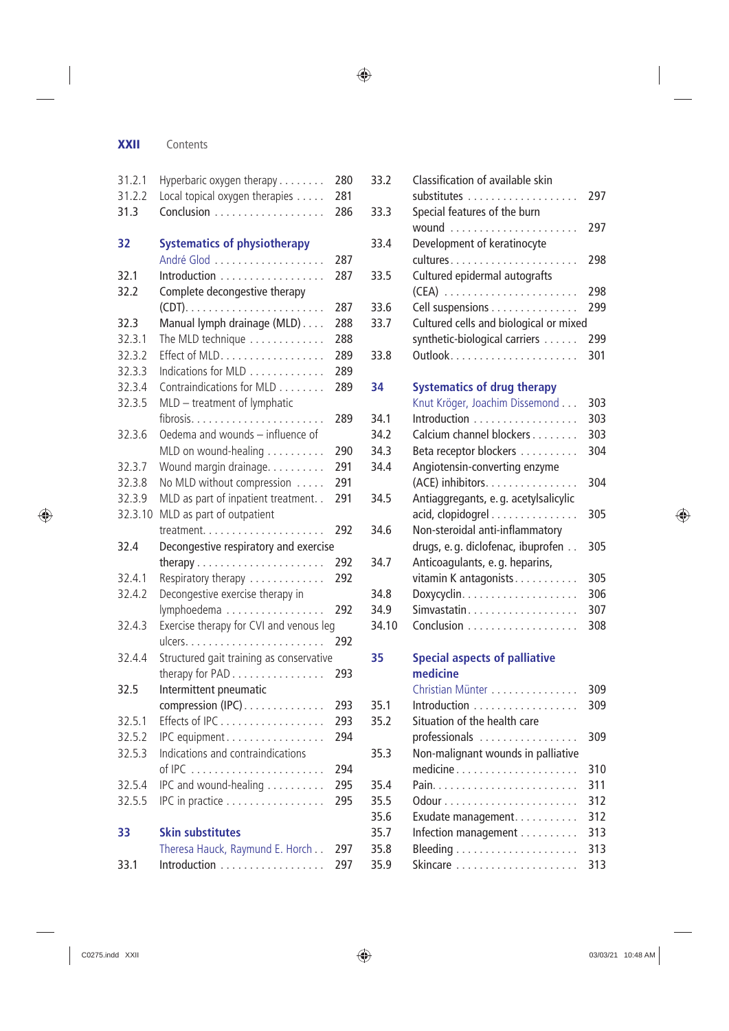| | | |
|---|---|---|
| 31.2.1 | Hyperbaric oxygen therapy | 280 |
| 31.2.2 | Local topical oxygen therapies | 281 |
| 31.3 | Conclusion | 286 |
| **32** | **Systematics of physiotherapy** | |
| | André Glod | 287 |
| 32.1 | Introduction | 287 |
| 32.2 | Complete decongestive therapy (CDT) | 287 |
| 32.3 | Manual lymph drainage (MLD) | 288 |
| 32.3.1 | The MLD technique | 288 |
| 32.3.2 | Effect of MLD | 289 |
| 32.3.3 | Indications for MLD | 289 |
| 32.3.4 | Contraindications for MLD | 289 |
| 32.3.5 | MLD – treatment of lymphatic fibrosis | 289 |
| 32.3.6 | Oedema and wounds – influence of MLD on wound-healing | 290 |
| 32.3.7 | Wound margin drainage | 291 |
| 32.3.8 | No MLD without compression | 291 |
| 32.3.9 | MLD as part of inpatient treatment | 291 |
| 32.3.10 | MLD as part of outpatient treatment | 292 |
| 32.4 | Decongestive respiratory and exercise therapy | 292 |
| 32.4.1 | Respiratory therapy | 292 |
| 32.4.2 | Decongestive exercise therapy in lymphoedema | 292 |
| 32.4.3 | Exercise therapy for CVI and venous leg ulcers | 292 |
| 32.4.4 | Structured gait training as conservative therapy for PAD | 293 |
| 32.5 | Intermittent pneumatic compression (IPC) | 293 |
| 32.5.1 | Effects of IPC | 293 |
| 32.5.2 | IPC equipment | 294 |
| 32.5.3 | Indications and contraindications of IPC | 294 |
| 32.5.4 | IPC and wound-healing | 295 |
| 32.5.5 | IPC in practice | 295 |
| **33** | **Skin substitutes** | |
| | Theresa Hauck, Raymund E. Horch | 297 |
| 33.1 | Introduction | 297 |
| 33.2 | Classification of available skin substitutes | 297 |
| 33.3 | Special features of the burn wound | 297 |
| 33.4 | Development of keratinocyte cultures | 298 |
| 33.5 | Cultured epidermal autografts (CEA) | 298 |
| 33.6 | Cell suspensions | 299 |
| 33.7 | Cultured cells and biological or mixed synthetic-biological carriers | 299 |
| 33.8 | Outlook | 301 |
| **34** | **Systematics of drug therapy** | |
| | Knut Kröger, Joachim Dissemond | 303 |
| 34.1 | Introduction | 303 |
| 34.2 | Calcium channel blockers | 303 |
| 34.3 | Beta receptor blockers | 304 |
| 34.4 | Angiotensin-converting enzyme (ACE) inhibitors | 304 |
| 34.5 | Antiaggregants, e. g. acetylsalicylic acid, clopidogrel | 305 |
| 34.6 | Non-steroidal anti-inflammatory drugs, e. g. diclofenac, ibuprofen | 305 |
| 34.7 | Anticoagulants, e. g. heparins, vitamin K antagonists | 305 |
| 34.8 | Doxycyclin | 306 |
| 34.9 | Simvastatin | 307 |
| 34.10 | Conclusion | 308 |
| **35** | **Special aspects of palliative medicine** | |
| | Christian Münter | 309 |
| 35.1 | Introduction | 309 |
| 35.2 | Situation of the health care professionals | 309 |
| 35.3 | Non-malignant wounds in palliative medicine | 310 |
| 35.4 | Pain | 311 |
| 35.5 | Odour | 312 |
| 35.6 | Exudate management | 312 |
| 35.7 | Infection management | 313 |
| 35.8 | Bleeding | 313 |
| 35.9 | Skincare | 313 |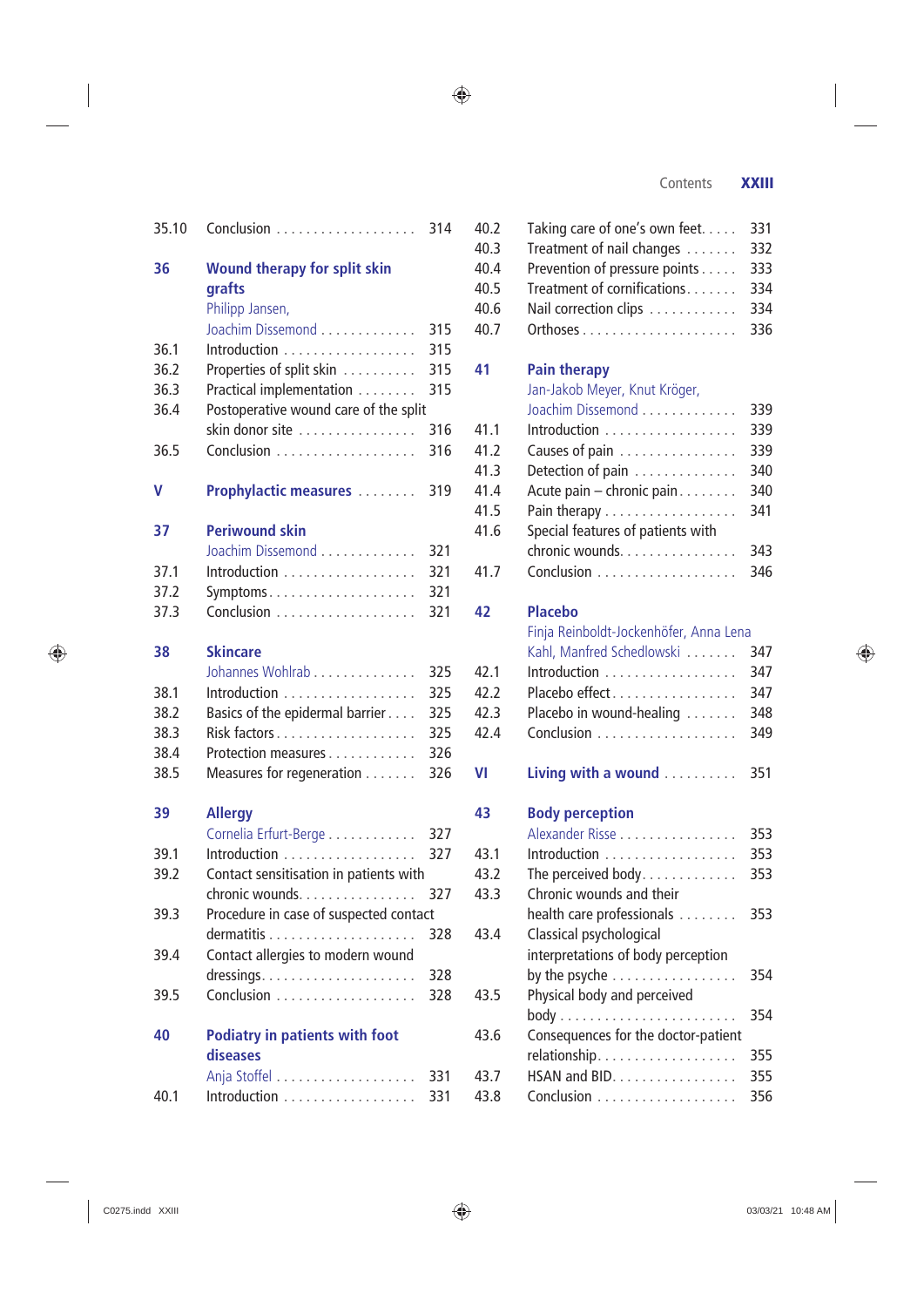35.10 Conclusion . . . . . . . . . . . . . . . . . . . 314

**36 Wound therapy for split skin grafts**
Philipp Jansen, Joachim Dissemond . . . . . . . . . . . . . 315

36.1 Introduction . . . . . . . . . . . . . . . . . . 315
36.2 Properties of split skin . . . . . . . . . . 315
36.3 Practical implementation . . . . . . . . 315
36.4 Postoperative wound care of the split skin donor site . . . . . . . . . . . . . . . . 316
36.5 Conclusion . . . . . . . . . . . . . . . . . . . 316

**V Prophylactic measures** . . . . . . . . 319

**37 Periwound skin**
Joachim Dissemond . . . . . . . . . . . . . 321

37.1 Introduction . . . . . . . . . . . . . . . . . . 321
37.2 Symptoms . . . . . . . . . . . . . . . . . . . 321
37.3 Conclusion . . . . . . . . . . . . . . . . . . . 321

**38 Skincare**
Johannes Wohlrab . . . . . . . . . . . . . . 325

38.1 Introduction . . . . . . . . . . . . . . . . . . 325
38.2 Basics of the epidermal barrier . . . . 325
38.3 Risk factors . . . . . . . . . . . . . . . . . . 325
38.4 Protection measures . . . . . . . . . . . . 326
38.5 Measures for regeneration . . . . . . . 326

**39 Allergy**
Cornelia Erfurt-Berge . . . . . . . . . . . . 327

39.1 Introduction . . . . . . . . . . . . . . . . . . 327
39.2 Contact sensitisation in patients with chronic wounds . . . . . . . . . . . . . . . . 327
39.3 Procedure in case of suspected contact dermatitis . . . . . . . . . . . . . . . . . . . . 328
39.4 Contact allergies to modern wound dressings . . . . . . . . . . . . . . . . . . . . 328
39.5 Conclusion . . . . . . . . . . . . . . . . . . . 328

**40 Podiatry in patients with foot diseases**
Anja Stoffel . . . . . . . . . . . . . . . . . . . 331

40.1 Introduction . . . . . . . . . . . . . . . . . . 331
40.2 Taking care of one's own feet . . . . . 331
40.3 Treatment of nail changes . . . . . . . 332
40.4 Prevention of pressure points . . . . . 333
40.5 Treatment of cornifications . . . . . . . 334
40.6 Nail correction clips . . . . . . . . . . . . 334
40.7 Orthoses . . . . . . . . . . . . . . . . . . . . . 336

**41 Pain therapy**
Jan-Jakob Meyer, Knut Kröger, Joachim Dissemond . . . . . . . . . . . . . 339

41.1 Introduction . . . . . . . . . . . . . . . . . . 339
41.2 Causes of pain . . . . . . . . . . . . . . . . 339
41.3 Detection of pain . . . . . . . . . . . . . . 340
41.4 Acute pain – chronic pain . . . . . . . . 340
41.5 Pain therapy . . . . . . . . . . . . . . . . . . 341
41.6 Special features of patients with chronic wounds . . . . . . . . . . . . . . . . 343
41.7 Conclusion . . . . . . . . . . . . . . . . . . . 346

**42 Placebo**
Finja Reinboldt-Jockenhöfer, Anna Lena Kahl, Manfred Schedlowski . . . . . . . 347

42.1 Introduction . . . . . . . . . . . . . . . . . . 347
42.2 Placebo effect . . . . . . . . . . . . . . . . . 347
42.3 Placebo in wound-healing . . . . . . . 348
42.4 Conclusion . . . . . . . . . . . . . . . . . . . 349

**VI Living with a wound** . . . . . . . . . . 351

**43 Body perception**
Alexander Risse . . . . . . . . . . . . . . . . 353

43.1 Introduction . . . . . . . . . . . . . . . . . . 353
43.2 The perceived body . . . . . . . . . . . . . 353
43.3 Chronic wounds and their health care professionals . . . . . . . . 353
43.4 Classical psychological interpretations of body perception by the psyche . . . . . . . . . . . . . . . . . 354
43.5 Physical body and perceived body . . . . . . . . . . . . . . . . . . . . . . . . . 354
43.6 Consequences for the doctor-patient relationship . . . . . . . . . . . . . . . . . . . 355
43.7 HSAN and BID . . . . . . . . . . . . . . . . . 355
43.8 Conclusion . . . . . . . . . . . . . . . . . . . 356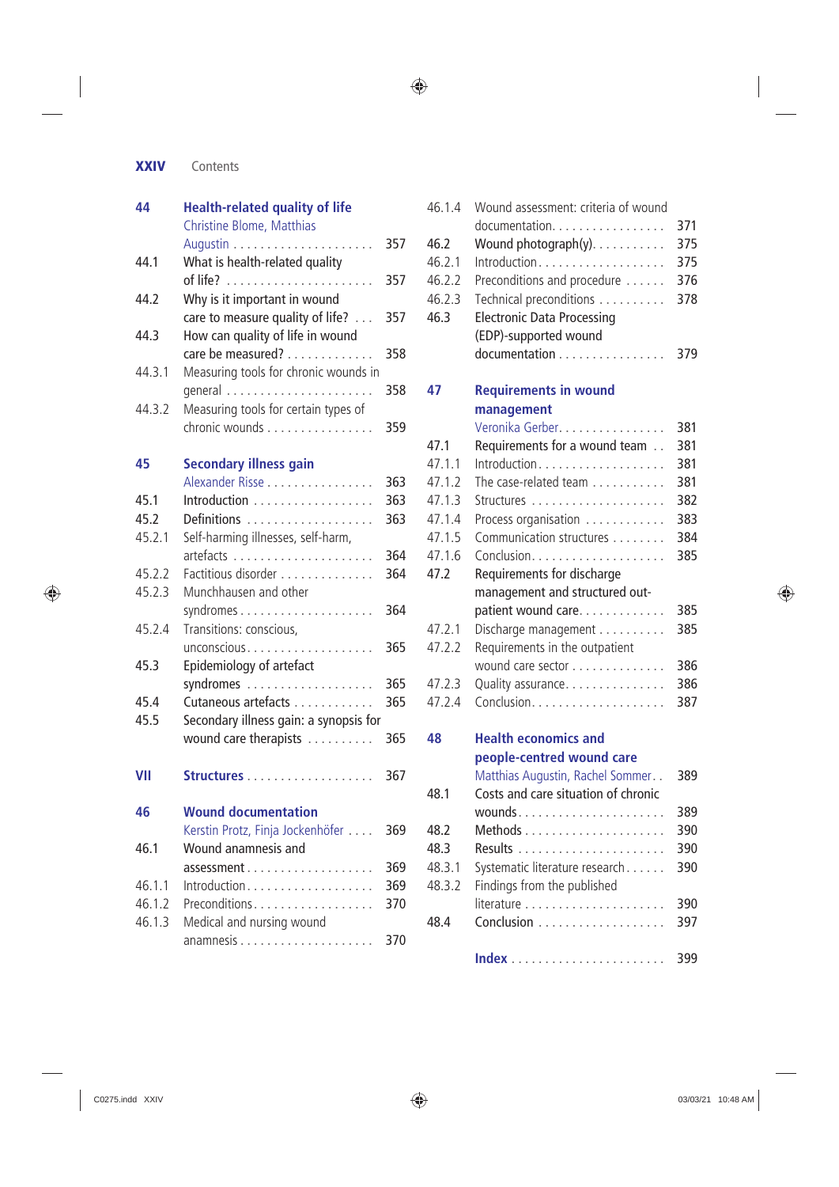| | | |
|---|---|---|
| **44** | **Health-related quality of life** | |
| | Christine Blome, Matthias Augustin | 357 |
| 44.1 | What is health-related quality of life? | 357 |
| 44.2 | Why is it important in wound care to measure quality of life? | 357 |
| 44.3 | How can quality of life in wound care be measured? | 358 |
| 44.3.1 | Measuring tools for chronic wounds in general | 358 |
| 44.3.2 | Measuring tools for certain types of chronic wounds | 359 |
| **45** | **Secondary illness gain** | |
| | Alexander Risse | 363 |
| 45.1 | Introduction | 363 |
| 45.2 | Definitions | 363 |
| 45.2.1 | Self-harming illnesses, self-harm, artefacts | 364 |
| 45.2.2 | Factitious disorder | 364 |
| 45.2.3 | Munchhausen and other syndromes | 364 |
| 45.2.4 | Transitions: conscious, unconscious | 365 |
| 45.3 | Epidemiology of artefact syndromes | 365 |
| 45.4 | Cutaneous artefacts | 365 |
| 45.5 | Secondary illness gain: a synopsis for wound care therapists | 365 |
| **VII** | **Structures** | 367 |
| **46** | **Wound documentation** | |
| | Kerstin Protz, Finja Jockenhöfer | 369 |
| 46.1 | Wound anamnesis and assessment | 369 |
| 46.1.1 | Introduction | 369 |
| 46.1.2 | Preconditions | 370 |
| 46.1.3 | Medical and nursing wound anamnesis | 370 |
| 46.1.4 | Wound assessment: criteria of wound documentation | 371 |
| 46.2 | Wound photograph(y) | 375 |
| 46.2.1 | Introduction | 375 |
| 46.2.2 | Preconditions and procedure | 376 |
| 46.2.3 | Technical preconditions | 378 |
| 46.3 | Electronic Data Processing (EDP)-supported wound documentation | 379 |
| **47** | **Requirements in wound management** | |
| | Veronika Gerber | 381 |
| 47.1 | Requirements for a wound team | 381 |
| 47.1.1 | Introduction | 381 |
| 47.1.2 | The case-related team | 381 |
| 47.1.3 | Structures | 382 |
| 47.1.4 | Process organisation | 383 |
| 47.1.5 | Communication structures | 384 |
| 47.1.6 | Conclusion | 385 |
| 47.2 | Requirements for discharge management and structured out-patient wound care | 385 |
| 47.2.1 | Discharge management | 385 |
| 47.2.2 | Requirements in the outpatient wound care sector | 386 |
| 47.2.3 | Quality assurance | 386 |
| 47.2.4 | Conclusion | 387 |
| **48** | **Health economics and people-centred wound care** | |
| | Matthias Augustin, Rachel Sommer | 389 |
| 48.1 | Costs and care situation of chronic wounds | 389 |
| 48.2 | Methods | 390 |
| 48.3 | Results | 390 |
| 48.3.1 | Systematic literature research | 390 |
| 48.3.2 | Findings from the published literature | 390 |
| 48.4 | Conclusion | 397 |
| | **Index** | 399 |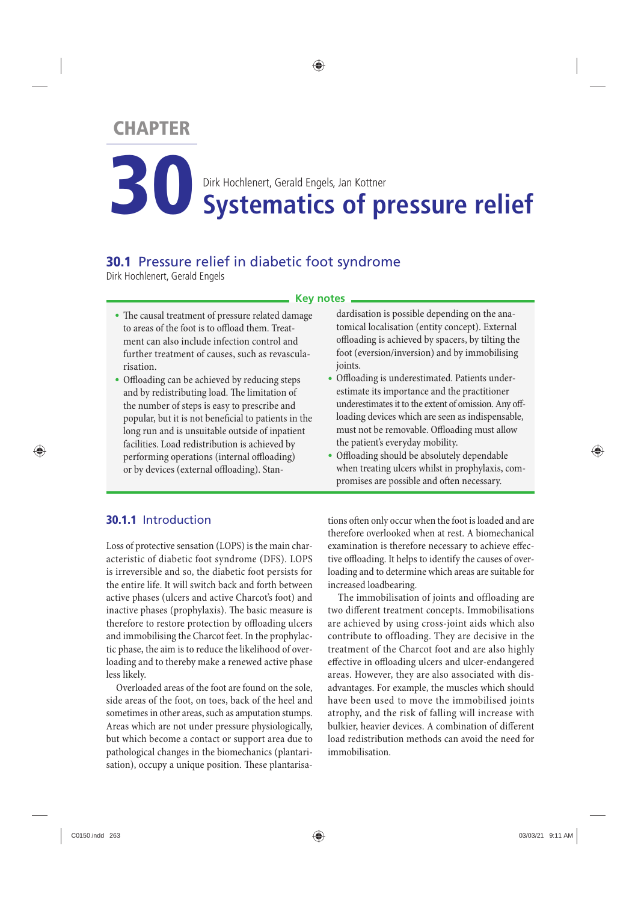CHAPTER

# 30 Systematics of pressure relief

Dirk Hochlenert, Gerald Engels, Jan Kottner

## 30.1 Pressure relief in diabetic foot syndrome

Dirk Hochlenert, Gerald Engels

**Key notes**

- The causal treatment of pressure related damage to areas of the foot is to offload them. Treatment can also include infection control and further treatment of causes, such as revascularisation.
- Offloading can be achieved by reducing steps and by redistributing load. The limitation of the number of steps is easy to prescribe and popular, but it is not beneficial to patients in the long run and is unsuitable outside of inpatient facilities. Load redistribution is achieved by performing operations (internal offloading) or by devices (external offloading). Standardisation is possible depending on the anatomical localisation (entity concept). External offloading is achieved by spacers, by tilting the foot (eversion/inversion) and by immobilising joints.
- Offloading is underestimated. Patients underestimate its importance and the practitioner underestimates it to the extent of omission. Any offloading devices which are seen as indispensable, must not be removable. Offloading must allow the patient's everyday mobility.
- Offloading should be absolutely dependable when treating ulcers whilst in prophylaxis, compromises are possible and often necessary.

### 30.1.1 Introduction

Loss of protective sensation (LOPS) is the main characteristic of diabetic foot syndrome (DFS). LOPS is irreversible and so, the diabetic foot persists for the entire life. It will switch back and forth between active phases (ulcers and active Charcot's foot) and inactive phases (prophylaxis). The basic measure is therefore to restore protection by offloading ulcers and immobilising the Charcot feet. In the prophylactic phase, the aim is to reduce the likelihood of overloading and to thereby make a renewed active phase less likely.

Overloaded areas of the foot are found on the sole, side areas of the foot, on toes, back of the heel and sometimes in other areas, such as amputation stumps. Areas which are not under pressure physiologically, but which become a contact or support area due to pathological changes in the biomechanics (plantarisation), occupy a unique position. These plantarisations often only occur when the foot is loaded and are therefore overlooked when at rest. A biomechanical examination is therefore necessary to achieve effective offloading. It helps to identify the causes of overloading and to determine which areas are suitable for increased loadbearing.

The immobilisation of joints and offloading are two different treatment concepts. Immobilisations are achieved by using cross-joint aids which also contribute to offloading. They are decisive in the treatment of the Charcot foot and are also highly effective in offloading ulcers and ulcer-endangered areas. However, they are also associated with disadvantages. For example, the muscles which should have been used to move the immobilised joints atrophy, and the risk of falling will increase with bulkier, heavier devices. A combination of different load redistribution methods can avoid the need for immobilisation.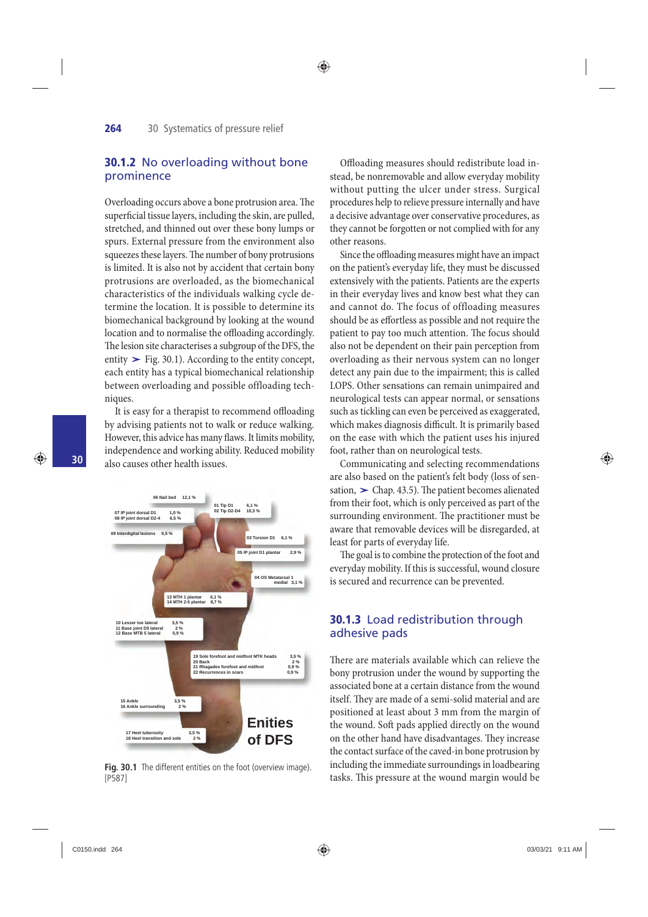### 30.1.2 No overloading without bone prominence

Overloading occurs above a bone protrusion area. The superficial tissue layers, including the skin, are pulled, stretched, and thinned out over these bony lumps or spurs. External pressure from the environment also squeezes these layers. The number of bony protrusions is limited. It is also not by accident that certain bony protrusions are overloaded, as the biomechanical characteristics of the individuals walking cycle determine the location. It is possible to determine its biomechanical background by looking at the wound location and to normalise the offloading accordingly. The lesion site characterises a subgroup of the DFS, the entity ➢ Fig. 30.1). According to the entity concept, each entity has a typical biomechanical relationship between overloading and possible offloading techniques.

It is easy for a therapist to recommend offloading by advising patients not to walk or reduce walking. However, this advice has many flaws. It limits mobility, independence and working ability. Reduced mobility also causes other health issues.

Fig. 30.1 The different entities on the foot (overview image). [P587]

Offloading measures should redistribute load instead, be nonremovable and allow everyday mobility without putting the ulcer under stress. Surgical procedures help to relieve pressure internally and have a decisive advantage over conservative procedures, as they cannot be forgotten or not complied with for any other reasons.

Since the offloading measures might have an impact on the patient's everyday life, they must be discussed extensively with the patients. Patients are the experts in their everyday lives and know best what they can and cannot do. The focus of offloading measures should be as effortless as possible and not require the patient to pay too much attention. The focus should also not be dependent on their pain perception from overloading as their nervous system can no longer detect any pain due to the impairment; this is called LOPS. Other sensations can remain unimpaired and neurological tests can appear normal, or sensations such as tickling can even be perceived as exaggerated, which makes diagnosis difficult. It is primarily based on the ease with which the patient uses his injured foot, rather than on neurological tests.

Communicating and selecting recommendations are also based on the patient's felt body (loss of sensation, ➢ Chap. 43.5). The patient becomes alienated from their foot, which is only perceived as part of the surrounding environment. The practitioner must be aware that removable devices will be disregarded, at least for parts of everyday life.

The goal is to combine the protection of the foot and everyday mobility. If this is successful, wound closure is secured and recurrence can be prevented.

### 30.1.3 Load redistribution through adhesive pads

There are materials available which can relieve the bony protrusion under the wound by supporting the associated bone at a certain distance from the wound itself. They are made of a semi-solid material and are positioned at least about 3 mm from the margin of the wound. Soft pads applied directly on the wound on the other hand have disadvantages. They increase the contact surface of the caved-in bone protrusion by including the immediate surroundings in loadbearing tasks. This pressure at the wound margin would be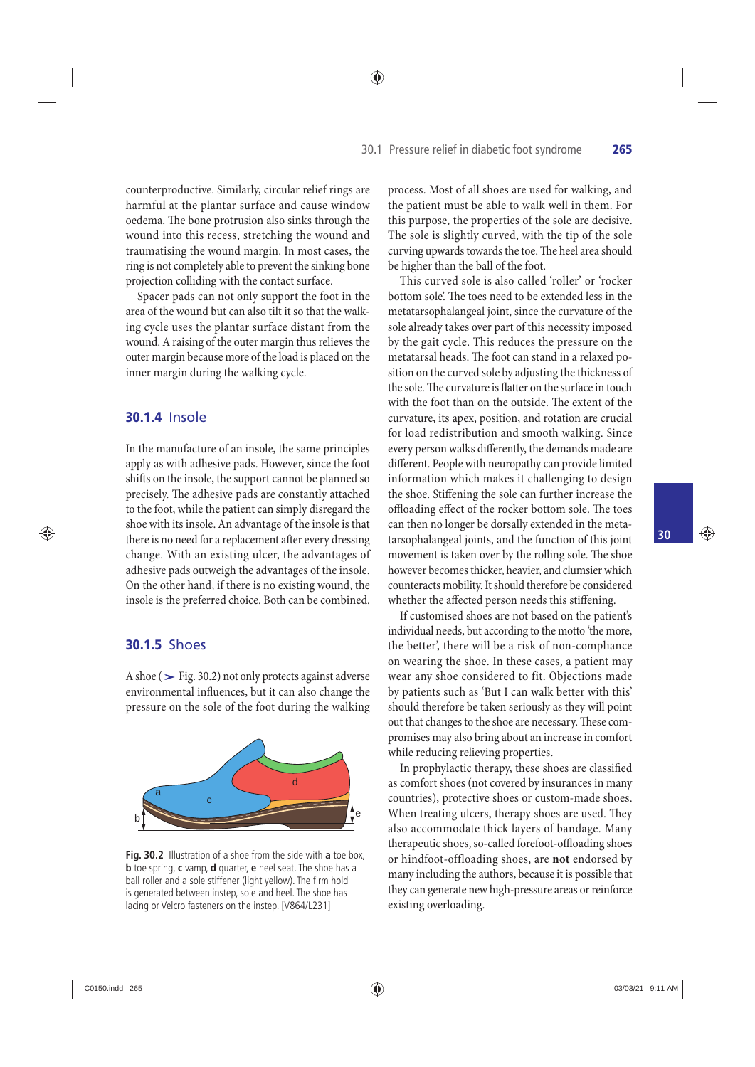counterproductive. Similarly, circular relief rings are harmful at the plantar surface and cause window oedema. The bone protrusion also sinks through the wound into this recess, stretching the wound and traumatising the wound margin. In most cases, the ring is not completely able to prevent the sinking bone projection colliding with the contact surface.

Spacer pads can not only support the foot in the area of the wound but can also tilt it so that the walking cycle uses the plantar surface distant from the wound. A raising of the outer margin thus relieves the outer margin because more of the load is placed on the inner margin during the walking cycle.

### 30.1.4 Insole

In the manufacture of an insole, the same principles apply as with adhesive pads. However, since the foot shifts on the insole, the support cannot be planned so precisely. The adhesive pads are constantly attached to the foot, while the patient can simply disregard the shoe with its insole. An advantage of the insole is that there is no need for a replacement after every dressing change. With an existing ulcer, the advantages of adhesive pads outweigh the advantages of the insole. On the other hand, if there is no existing wound, the insole is the preferred choice. Both can be combined.

### 30.1.5 Shoes

A shoe (➤ Fig. 30.2) not only protects against adverse environmental influences, but it can also change the pressure on the sole of the foot during the walking process. Most of all shoes are used for walking, and the patient must be able to walk well in them. For this purpose, the properties of the sole are decisive. The sole is slightly curved, with the tip of the sole curving upwards towards the toe. The heel area should be higher than the ball of the foot.

This curved sole is also called 'roller' or 'rocker bottom sole'. The toes need to be extended less in the metatarsophalangeal joint, since the curvature of the sole already takes over part of this necessity imposed by the gait cycle. This reduces the pressure on the metatarsal heads. The foot can stand in a relaxed position on the curved sole by adjusting the thickness of the sole. The curvature is flatter on the surface in touch with the foot than on the outside. The extent of the curvature, its apex, position, and rotation are crucial for load redistribution and smooth walking. Since every person walks differently, the demands made are different. People with neuropathy can provide limited information which makes it challenging to design the shoe. Stiffening the sole can further increase the offloading effect of the rocker bottom sole. The toes can then no longer be dorsally extended in the metatarsophalangeal joints, and the function of this joint movement is taken over by the rolling sole. The shoe however becomes thicker, heavier, and clumsier which counteracts mobility. It should therefore be considered whether the affected person needs this stiffening.

If customised shoes are not based on the patient's individual needs, but according to the motto 'the more, the better', there will be a risk of non-compliance on wearing the shoe. In these cases, a patient may wear any shoe considered to fit. Objections made by patients such as 'But I can walk better with this' should therefore be taken seriously as they will point out that changes to the shoe are necessary. These compromises may also bring about an increase in comfort while reducing relieving properties.

In prophylactic therapy, these shoes are classified as comfort shoes (not covered by insurances in many countries), protective shoes or custom-made shoes. When treating ulcers, therapy shoes are used. They also accommodate thick layers of bandage. Many therapeutic shoes, so-called forefoot-offloading shoes or hindfoot-offloading shoes, are **not** endorsed by many including the authors, because it is possible that they can generate new high-pressure areas or reinforce existing overloading.

**Fig. 30.2** Illustration of a shoe from the side with **a** toe box, **b** toe spring, **c** vamp, **d** quarter, **e** heel seat. The shoe has a ball roller and a sole stiffener (light yellow). The firm hold is generated between instep, sole and heel. The shoe has lacing or Velcro fasteners on the instep. [V864/L231]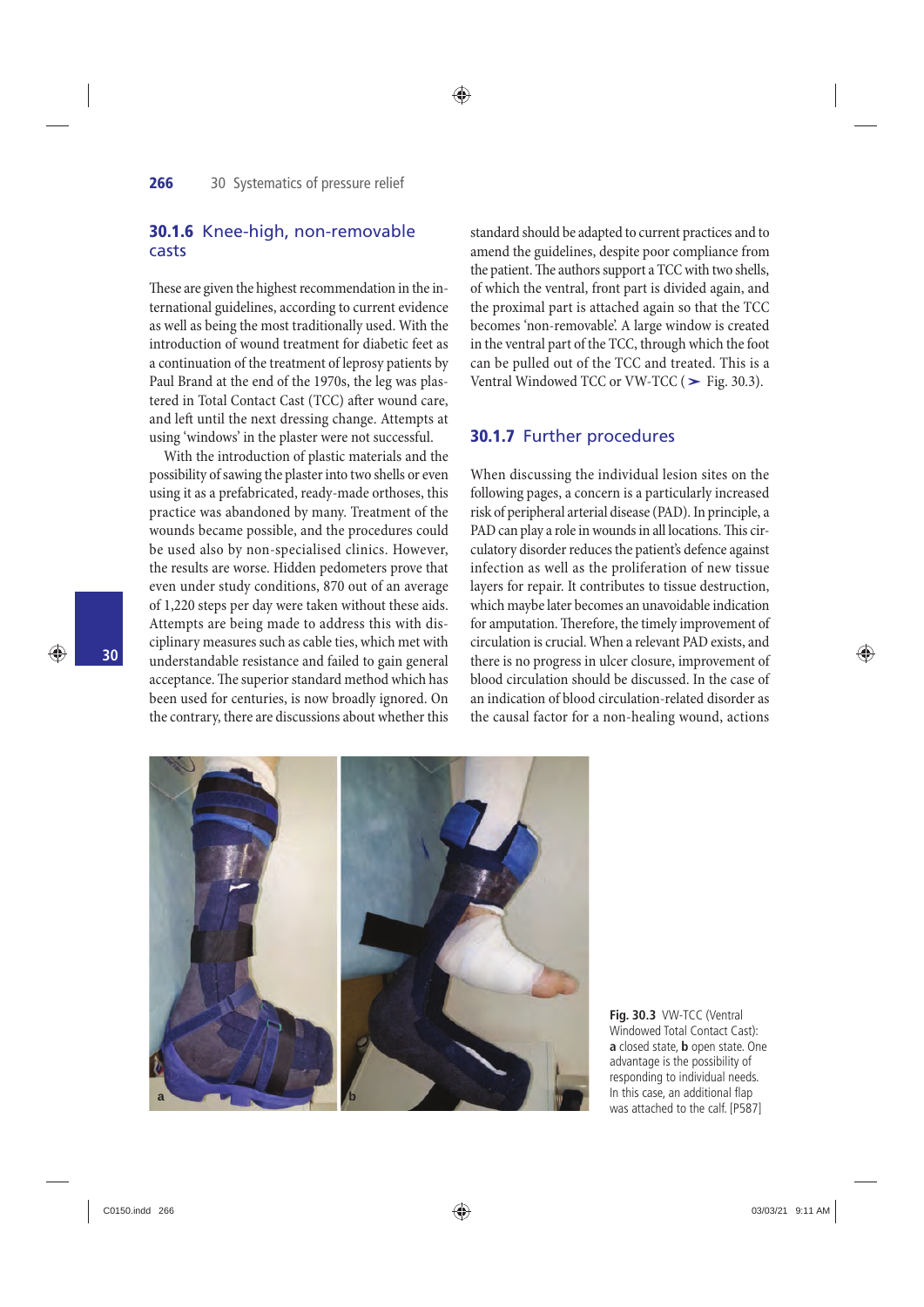### 30.1.6 Knee-high, non-removable casts

These are given the highest recommendation in the international guidelines, according to current evidence as well as being the most traditionally used. With the introduction of wound treatment for diabetic feet as a continuation of the treatment of leprosy patients by Paul Brand at the end of the 1970s, the leg was plastered in Total Contact Cast (TCC) after wound care, and left until the next dressing change. Attempts at using 'windows' in the plaster were not successful.

With the introduction of plastic materials and the possibility of sawing the plaster into two shells or even using it as a prefabricated, ready-made orthoses, this practice was abandoned by many. Treatment of the wounds became possible, and the procedures could be used also by non-specialised clinics. However, the results are worse. Hidden pedometers prove that even under study conditions, 870 out of an average of 1,220 steps per day were taken without these aids. Attempts are being made to address this with disciplinary measures such as cable ties, which met with understandable resistance and failed to gain general acceptance. The superior standard method which has been used for centuries, is now broadly ignored. On the contrary, there are discussions about whether this standard should be adapted to current practices and to amend the guidelines, despite poor compliance from the patient. The authors support a TCC with two shells, of which the ventral, front part is divided again, and the proximal part is attached again so that the TCC becomes 'non-removable'. A large window is created in the ventral part of the TCC, through which the foot can be pulled out of the TCC and treated. This is a Ventral Windowed TCC or VW-TCC (➤ Fig. 30.3).

### 30.1.7 Further procedures

When discussing the individual lesion sites on the following pages, a concern is a particularly increased risk of peripheral arterial disease (PAD). In principle, a PAD can play a role in wounds in all locations. This circulatory disorder reduces the patient's defence against infection as well as the proliferation of new tissue layers for repair. It contributes to tissue destruction, which maybe later becomes an unavoidable indication for amputation. Therefore, the timely improvement of circulation is crucial. When a relevant PAD exists, and there is no progress in ulcer closure, improvement of blood circulation should be discussed. In the case of an indication of blood circulation-related disorder as the causal factor for a non-healing wound, actions

**Fig. 30.3** VW-TCC (Ventral Windowed Total Contact Cast): **a** closed state, **b** open state. One advantage is the possibility of responding to individual needs. In this case, an additional flap was attached to the calf. [P587]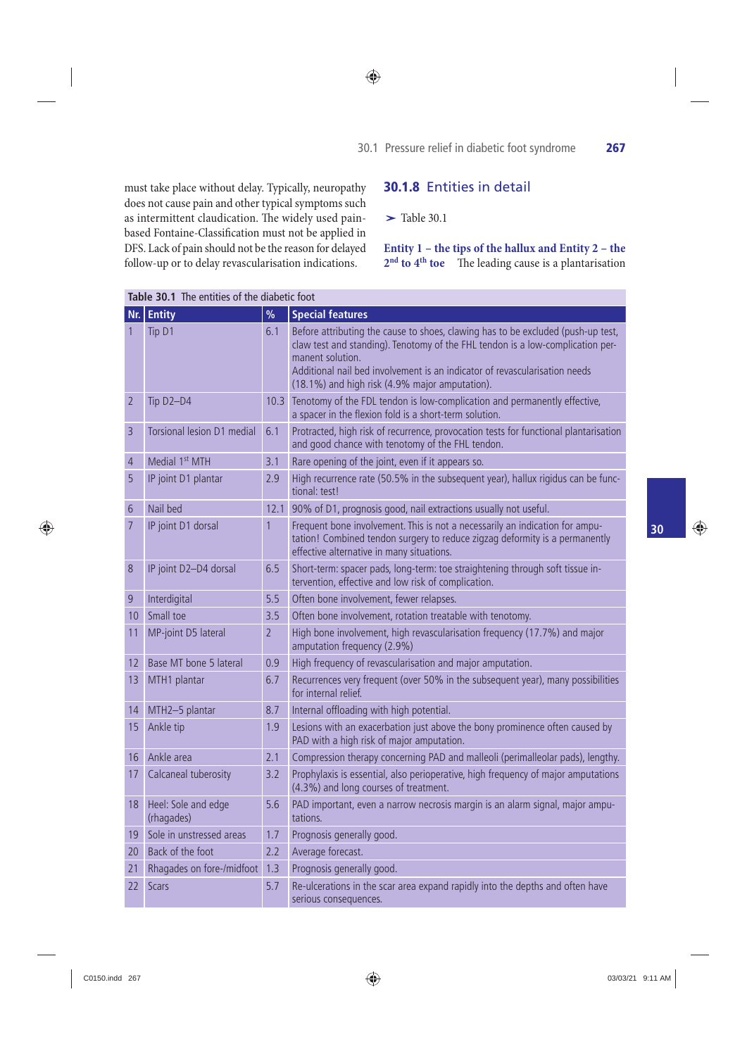must take place without delay. Typically, neuropathy does not cause pain and other typical symptoms such as intermittent claudication. The widely used pain-based Fontaine-Classification must not be applied in DFS. Lack of pain should not be the reason for delayed follow-up or to delay revascularisation indications.

### 30.1.8 Entities in detail

➢ Table 30.1

**Entity 1 – the tips of the hallux and Entity 2 – the 2nd to 4th toe** The leading cause is a plantarisation

**Table 30.1** The entities of the diabetic foot

| Nr. | Entity | % | Special features |
|---|---|---|---|
| 1 | Tip D1 | 6.1 | Before attributing the cause to shoes, clawing has to be excluded (push-up test, claw test and standing). Tenotomy of the FHL tendon is a low-complication permanent solution. Additional nail bed involvement is an indicator of revascularisation needs (18.1%) and high risk (4.9% major amputation). |
| 2 | Tip D2–D4 | 10.3 | Tenotomy of the FDL tendon is low-complication and permanently effective, a spacer in the flexion fold is a short-term solution. |
| 3 | Torsional lesion D1 medial | 6.1 | Protracted, high risk of recurrence, provocation tests for functional plantarisation and good chance with tenotomy of the FHL tendon. |
| 4 | Medial 1st MTH | 3.1 | Rare opening of the joint, even if it appears so. |
| 5 | IP joint D1 plantar | 2.9 | High recurrence rate (50.5% in the subsequent year), hallux rigidus can be functional: test! |
| 6 | Nail bed | 12.1 | 90% of D1, prognosis good, nail extractions usually not useful. |
| 7 | IP joint D1 dorsal | 1 | Frequent bone involvement. This is not a necessarily an indication for amputation! Combined tendon surgery to reduce zigzag deformity is a permanently effective alternative in many situations. |
| 8 | IP joint D2–D4 dorsal | 6.5 | Short-term: spacer pads, long-term: toe straightening through soft tissue intervention, effective and low risk of complication. |
| 9 | Interdigital | 5.5 | Often bone involvement, fewer relapses. |
| 10 | Small toe | 3.5 | Often bone involvement, rotation treatable with tenotomy. |
| 11 | MP-joint D5 lateral | 2 | High bone involvement, high revascularisation frequency (17.7%) and major amputation frequency (2.9%) |
| 12 | Base MT bone 5 lateral | 0.9 | High frequency of revascularisation and major amputation. |
| 13 | MTH1 plantar | 6.7 | Recurrences very frequent (over 50% in the subsequent year), many possibilities for internal relief. |
| 14 | MTH2–5 plantar | 8.7 | Internal offloading with high potential. |
| 15 | Ankle tip | 1.9 | Lesions with an exacerbation just above the bony prominence often caused by PAD with a high risk of major amputation. |
| 16 | Ankle area | 2.1 | Compression therapy concerning PAD and malleoli (perimalleolar pads), lengthy. |
| 17 | Calcaneal tuberosity | 3.2 | Prophylaxis is essential, also perioperative, high frequency of major amputations (4.3%) and long courses of treatment. |
| 18 | Heel: Sole and edge (rhagades) | 5.6 | PAD important, even a narrow necrosis margin is an alarm signal, major amputations. |
| 19 | Sole in unstressed areas | 1.7 | Prognosis generally good. |
| 20 | Back of the foot | 2.2 | Average forecast. |
| 21 | Rhagades on fore-/midfoot | 1.3 | Prognosis generally good. |
| 22 | Scars | 5.7 | Re-ulcerations in the scar area expand rapidly into the depths and often have serious consequences. |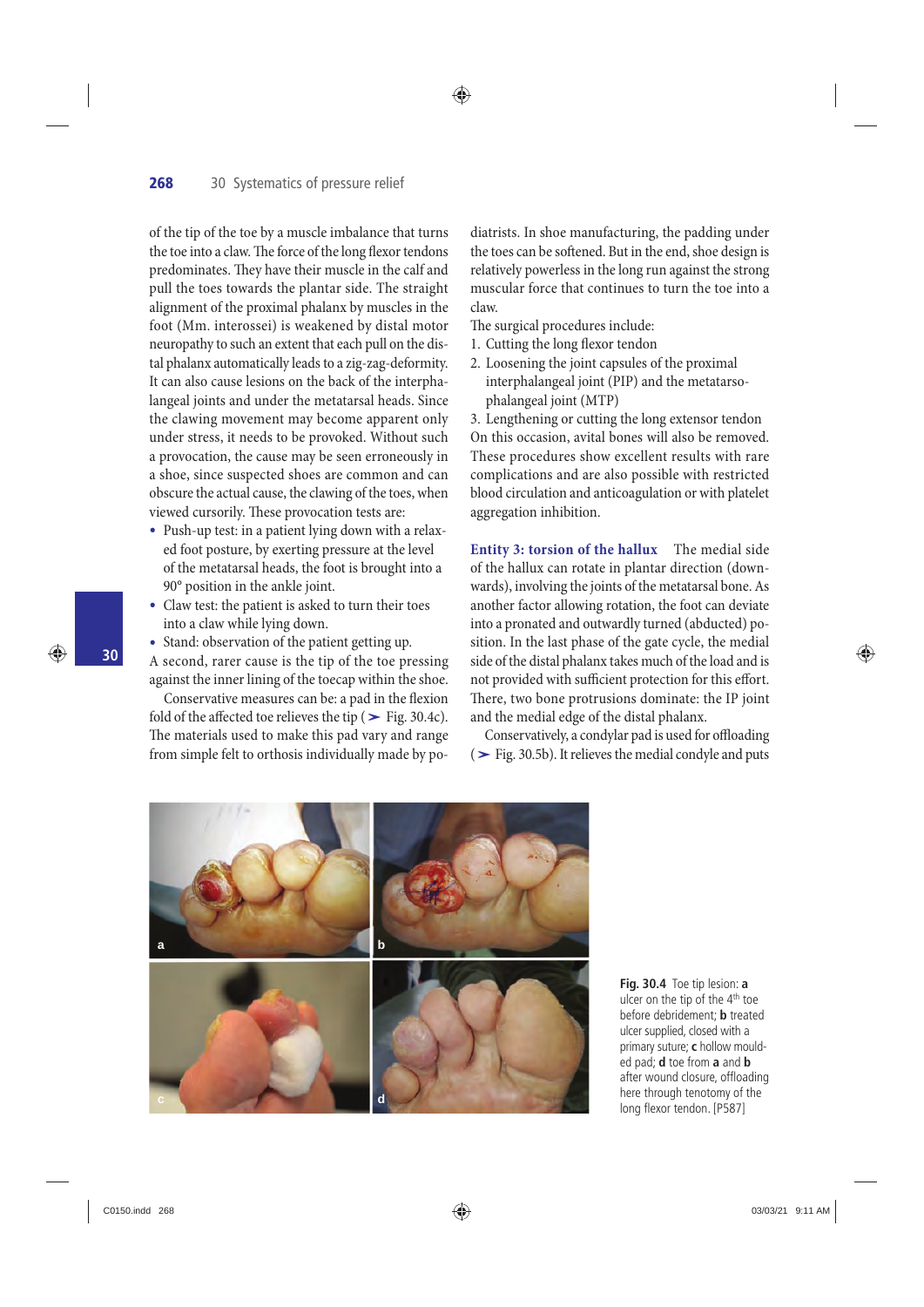of the tip of the toe by a muscle imbalance that turns the toe into a claw. The force of the long flexor tendons predominates. They have their muscle in the calf and pull the toes towards the plantar side. The straight alignment of the proximal phalanx by muscles in the foot (Mm. interossei) is weakened by distal motor neuropathy to such an extent that each pull on the distal phalanx automatically leads to a zig-zag-deformity. It can also cause lesions on the back of the interphalangeal joints and under the metatarsal heads. Since the clawing movement may become apparent only under stress, it needs to be provoked. Without such a provocation, the cause may be seen erroneously in a shoe, since suspected shoes are common and can obscure the actual cause, the clawing of the toes, when viewed cursorily. These provocation tests are:

- Push-up test: in a patient lying down with a relaxed foot posture, by exerting pressure at the level of the metatarsal heads, the foot is brought into a 90° position in the ankle joint.
- Claw test: the patient is asked to turn their toes into a claw while lying down.
- Stand: observation of the patient getting up.

A second, rarer cause is the tip of the toe pressing against the inner lining of the toecap within the shoe.

Conservative measures can be: a pad in the flexion fold of the affected toe relieves the tip (➤ Fig. 30.4c). The materials used to make this pad vary and range from simple felt to orthosis individually made by podiatrists. In shoe manufacturing, the padding under the toes can be softened. But in the end, shoe design is relatively powerless in the long run against the strong muscular force that continues to turn the toe into a claw.

The surgical procedures include:

1. Cutting the long flexor tendon
2. Loosening the joint capsules of the proximal interphalangeal joint (PIP) and the metatarsophalangeal joint (MTP)
3. Lengthening or cutting the long extensor tendon

On this occasion, avital bones will also be removed. These procedures show excellent results with rare complications and are also possible with restricted blood circulation and anticoagulation or with platelet aggregation inhibition.

**Entity 3: torsion of the hallux** The medial side of the hallux can rotate in plantar direction (downwards), involving the joints of the metatarsal bone. As another factor allowing rotation, the foot can deviate into a pronated and outwardly turned (abducted) position. In the last phase of the gate cycle, the medial side of the distal phalanx takes much of the load and is not provided with sufficient protection for this effort. There, two bone protrusions dominate: the IP joint and the medial edge of the distal phalanx.

Conservatively, a condylar pad is used for offloading (➤ Fig. 30.5b). It relieves the medial condyle and puts

**Fig. 30.4** Toe tip lesion: **a** ulcer on the tip of the 4th toe before debridement; **b** treated ulcer supplied, closed with a primary suture; **c** hollow moulded pad; **d** toe from **a** and **b** after wound closure, offloading here through tenotomy of the long flexor tendon. [P587]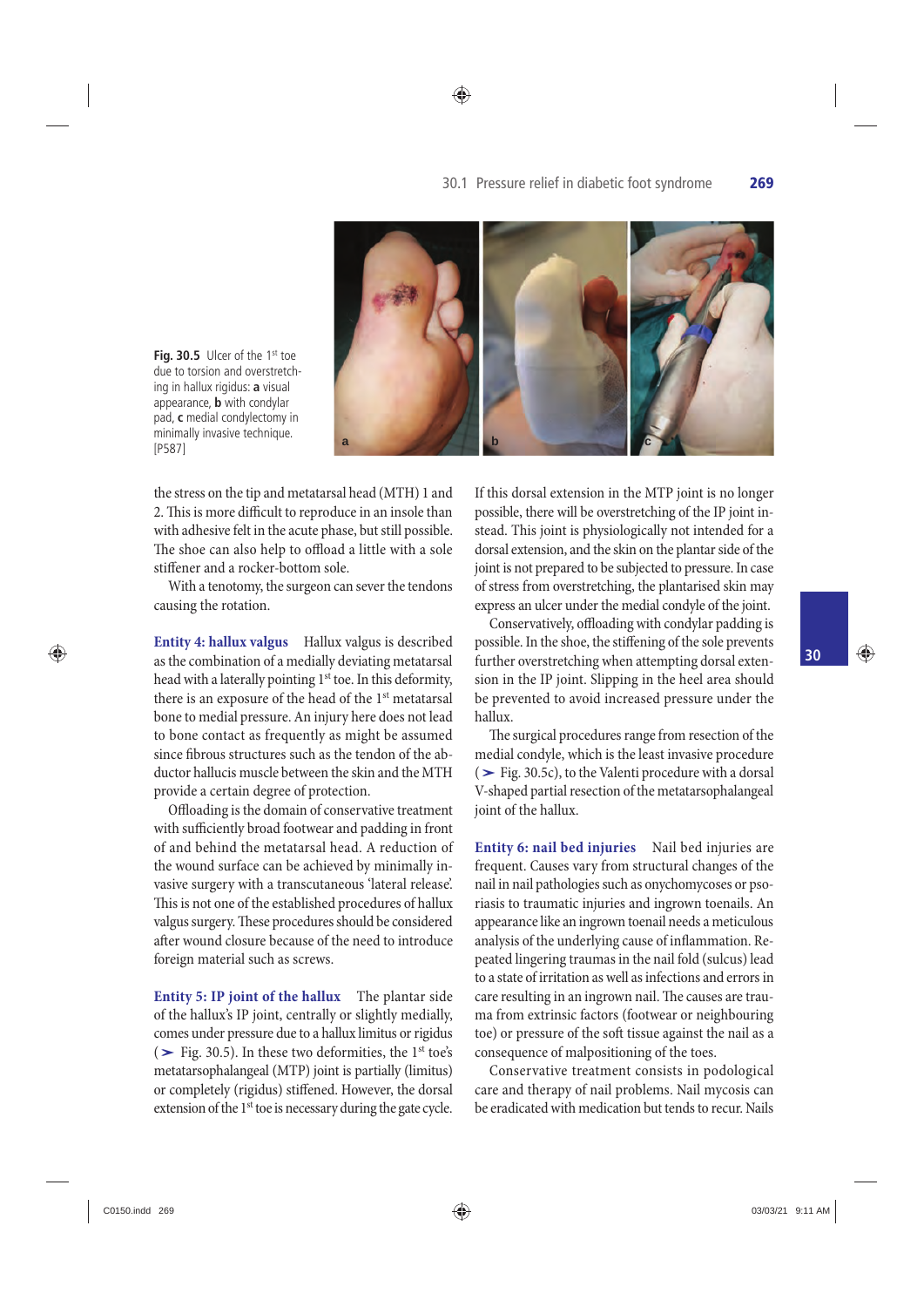Fig. 30.5 Ulcer of the 1st toe due to torsion and overstretching in hallux rigidus: **a** visual appearance, **b** with condylar pad, **c** medial condylectomy in minimally invasive technique. [P587]

the stress on the tip and metatarsal head (MTH) 1 and 2. This is more difficult to reproduce in an insole than with adhesive felt in the acute phase, but still possible. The shoe can also help to offload a little with a sole stiffener and a rocker-bottom sole.

With a tenotomy, the surgeon can sever the tendons causing the rotation.

**Entity 4: hallux valgus** Hallux valgus is described as the combination of a medially deviating metatarsal head with a laterally pointing 1st toe. In this deformity, there is an exposure of the head of the 1st metatarsal bone to medial pressure. An injury here does not lead to bone contact as frequently as might be assumed since fibrous structures such as the tendon of the abductor hallucis muscle between the skin and the MTH provide a certain degree of protection.

Offloading is the domain of conservative treatment with sufficiently broad footwear and padding in front of and behind the metatarsal head. A reduction of the wound surface can be achieved by minimally invasive surgery with a transcutaneous 'lateral release'. This is not one of the established procedures of hallux valgus surgery. These procedures should be considered after wound closure because of the need to introduce foreign material such as screws.

**Entity 5: IP joint of the hallux** The plantar side of the hallux's IP joint, centrally or slightly medially, comes under pressure due to a hallux limitus or rigidus (➤ Fig. 30.5). In these two deformities, the 1st toe's metatarsophalangeal (MTP) joint is partially (limitus) or completely (rigidus) stiffened. However, the dorsal extension of the 1st toe is necessary during the gate cycle. If this dorsal extension in the MTP joint is no longer possible, there will be overstretching of the IP joint instead. This joint is physiologically not intended for a dorsal extension, and the skin on the plantar side of the joint is not prepared to be subjected to pressure. In case of stress from overstretching, the plantarised skin may express an ulcer under the medial condyle of the joint.

Conservatively, offloading with condylar padding is possible. In the shoe, the stiffening of the sole prevents further overstretching when attempting dorsal extension in the IP joint. Slipping in the heel area should be prevented to avoid increased pressure under the hallux.

The surgical procedures range from resection of the medial condyle, which is the least invasive procedure (➤ Fig. 30.5c), to the Valenti procedure with a dorsal V-shaped partial resection of the metatarsophalangeal joint of the hallux.

**Entity 6: nail bed injuries** Nail bed injuries are frequent. Causes vary from structural changes of the nail in nail pathologies such as onychomycoses or psoriasis to traumatic injuries and ingrown toenails. An appearance like an ingrown toenail needs a meticulous analysis of the underlying cause of inflammation. Repeated lingering traumas in the nail fold (sulcus) lead to a state of irritation as well as infections and errors in care resulting in an ingrown nail. The causes are trauma from extrinsic factors (footwear or neighbouring toe) or pressure of the soft tissue against the nail as a consequence of malpositioning of the toes.

Conservative treatment consists in podological care and therapy of nail problems. Nail mycosis can be eradicated with medication but tends to recur. Nails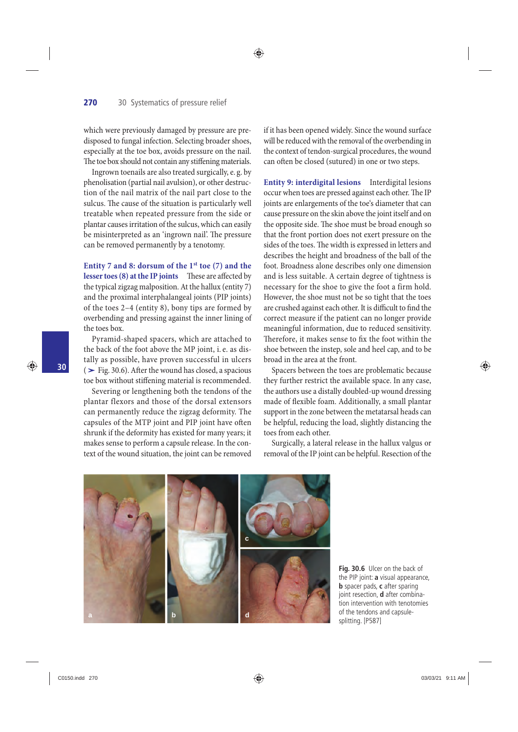which were previously damaged by pressure are predisposed to fungal infection. Selecting broader shoes, especially at the toe box, avoids pressure on the nail. The toe box should not contain any stiffening materials.

Ingrown toenails are also treated surgically, e. g. by phenolisation (partial nail avulsion), or other destruction of the nail matrix of the nail part close to the sulcus. The cause of the situation is particularly well treatable when repeated pressure from the side or plantar causes irritation of the sulcus, which can easily be misinterpreted as an 'ingrown nail'. The pressure can be removed permanently by a tenotomy.

**Entity 7 and 8: dorsum of the 1st toe (7) and the lesser toes (8) at the IP joints** These are affected by the typical zigzag malposition. At the hallux (entity 7) and the proximal interphalangeal joints (PIP joints) of the toes 2–4 (entity 8), bony tips are formed by overbending and pressing against the inner lining of the toes box.

Pyramid-shaped spacers, which are attached to the back of the foot above the MP joint, i. e. as distally as possible, have proven successful in ulcers (➤ Fig. 30.6). After the wound has closed, a spacious toe box without stiffening material is recommended.

Severing or lengthening both the tendons of the plantar flexors and those of the dorsal extensors can permanently reduce the zigzag deformity. The capsules of the MTP joint and PIP joint have often shrunk if the deformity has existed for many years; it makes sense to perform a capsule release. In the context of the wound situation, the joint can be removed if it has been opened widely. Since the wound surface will be reduced with the removal of the overbending in the context of tendon-surgical procedures, the wound can often be closed (sutured) in one or two steps.

**Entity 9: interdigital lesions** Interdigital lesions occur when toes are pressed against each other. The IP joints are enlargements of the toe's diameter that can cause pressure on the skin above the joint itself and on the opposite side. The shoe must be broad enough so that the front portion does not exert pressure on the sides of the toes. The width is expressed in letters and describes the height and broadness of the ball of the foot. Broadness alone describes only one dimension and is less suitable. A certain degree of tightness is necessary for the shoe to give the foot a firm hold. However, the shoe must not be so tight that the toes are crushed against each other. It is difficult to find the correct measure if the patient can no longer provide meaningful information, due to reduced sensitivity. Therefore, it makes sense to fix the foot within the shoe between the instep, sole and heel cap, and to be broad in the area at the front.

Spacers between the toes are problematic because they further restrict the available space. In any case, the authors use a distally doubled-up wound dressing made of flexible foam. Additionally, a small plantar support in the zone between the metatarsal heads can be helpful, reducing the load, slightly distancing the toes from each other.

Surgically, a lateral release in the hallux valgus or removal of the IP joint can be helpful. Resection of the

**Fig. 30.6** Ulcer on the back of the PIP joint: **a** visual appearance, **b** spacer pads, **c** after sparing joint resection, **d** after combination intervention with tenotomies of the tendons and capsule-splitting. [P587]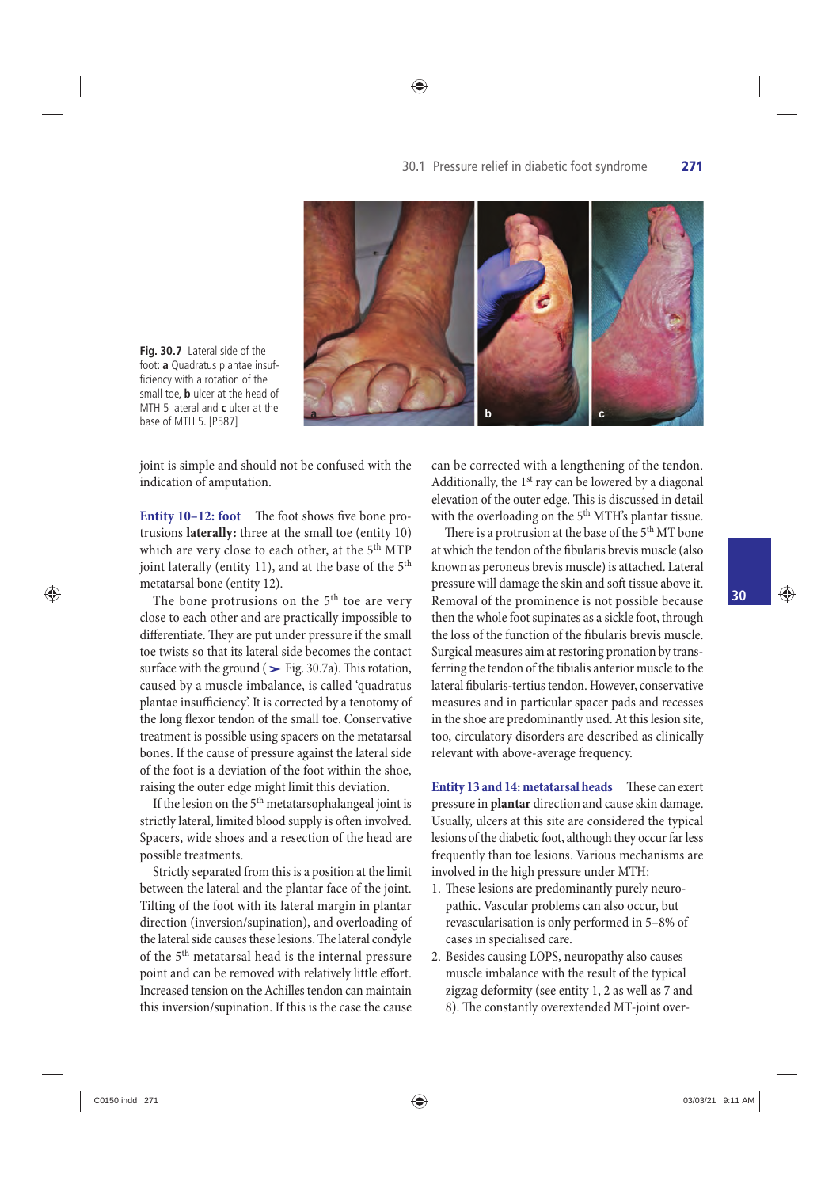**Fig. 30.7** Lateral side of the foot: **a** Quadratus plantae insufficiency with a rotation of the small toe, **b** ulcer at the head of MTH 5 lateral and **c** ulcer at the base of MTH 5. [P587]

joint is simple and should not be confused with the indication of amputation.

**Entity 10–12: foot** The foot shows five bone protrusions **laterally:** three at the small toe (entity 10) which are very close to each other, at the 5th MTP joint laterally (entity 11), and at the base of the 5th metatarsal bone (entity 12).

The bone protrusions on the 5th toe are very close to each other and are practically impossible to differentiate. They are put under pressure if the small toe twists so that its lateral side becomes the contact surface with the ground (➤ Fig. 30.7a). This rotation, caused by a muscle imbalance, is called 'quadratus plantae insufficiency'. It is corrected by a tenotomy of the long flexor tendon of the small toe. Conservative treatment is possible using spacers on the metatarsal bones. If the cause of pressure against the lateral side of the foot is a deviation of the foot within the shoe, raising the outer edge might limit this deviation.

If the lesion on the 5th metatarsophalangeal joint is strictly lateral, limited blood supply is often involved. Spacers, wide shoes and a resection of the head are possible treatments.

Strictly separated from this is a position at the limit between the lateral and the plantar face of the joint. Tilting of the foot with its lateral margin in plantar direction (inversion/supination), and overloading of the lateral side causes these lesions. The lateral condyle of the 5th metatarsal head is the internal pressure point and can be removed with relatively little effort. Increased tension on the Achilles tendon can maintain this inversion/supination. If this is the case the cause can be corrected with a lengthening of the tendon. Additionally, the 1st ray can be lowered by a diagonal elevation of the outer edge. This is discussed in detail with the overloading on the 5th MTH's plantar tissue.

There is a protrusion at the base of the 5th MT bone at which the tendon of the fibularis brevis muscle (also known as peroneus brevis muscle) is attached. Lateral pressure will damage the skin and soft tissue above it. Removal of the prominence is not possible because then the whole foot supinates as a sickle foot, through the loss of the function of the fibularis brevis muscle. Surgical measures aim at restoring pronation by transferring the tendon of the tibialis anterior muscle to the lateral fibularis-tertius tendon. However, conservative measures and in particular spacer pads and recesses in the shoe are predominantly used. At this lesion site, too, circulatory disorders are described as clinically relevant with above-average frequency.

**Entity 13 and 14: metatarsal heads** These can exert pressure in **plantar** direction and cause skin damage. Usually, ulcers at this site are considered the typical lesions of the diabetic foot, although they occur far less frequently than toe lesions. Various mechanisms are involved in the high pressure under MTH:

1. These lesions are predominantly purely neuropathic. Vascular problems can also occur, but revascularisation is only performed in 5–8% of cases in specialised care.
2. Besides causing LOPS, neuropathy also causes muscle imbalance with the result of the typical zigzag deformity (see entity 1, 2 as well as 7 and 8). The constantly overextended MT-joint over-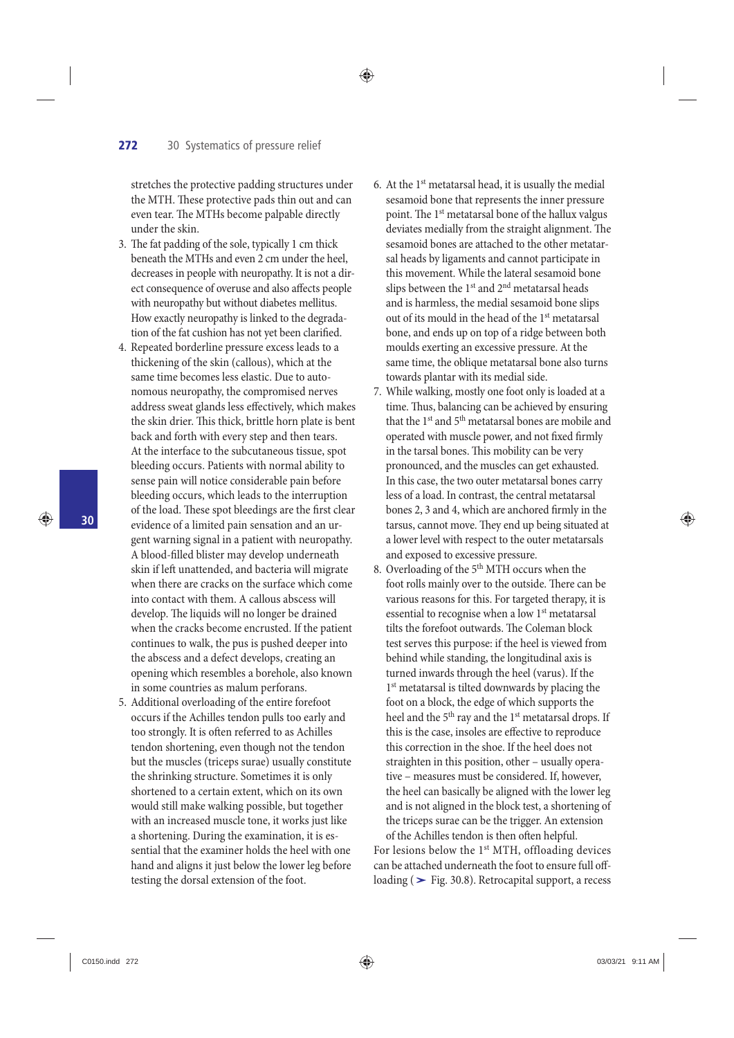stretches the protective padding structures under the MTH. These protective pads thin out and can even tear. The MTHs become palpable directly under the skin.

3. The fat padding of the sole, typically 1 cm thick beneath the MTHs and even 2 cm under the heel, decreases in people with neuropathy. It is not a direct consequence of overuse and also affects people with neuropathy but without diabetes mellitus. How exactly neuropathy is linked to the degradation of the fat cushion has not yet been clarified.
4. Repeated borderline pressure excess leads to a thickening of the skin (callous), which at the same time becomes less elastic. Due to autonomous neuropathy, the compromised nerves address sweat glands less effectively, which makes the skin drier. This thick, brittle horn plate is bent back and forth with every step and then tears. At the interface to the subcutaneous tissue, spot bleeding occurs. Patients with normal ability to sense pain will notice considerable pain before bleeding occurs, which leads to the interruption of the load. These spot bleedings are the first clear evidence of a limited pain sensation and an urgent warning signal in a patient with neuropathy. A blood-filled blister may develop underneath skin if left unattended, and bacteria will migrate when there are cracks on the surface which come into contact with them. A callous abscess will develop. The liquids will no longer be drained when the cracks become encrusted. If the patient continues to walk, the pus is pushed deeper into the abscess and a defect develops, creating an opening which resembles a borehole, also known in some countries as malum perforans.
5. Additional overloading of the entire forefoot occurs if the Achilles tendon pulls too early and too strongly. It is often referred to as Achilles tendon shortening, even though not the tendon but the muscles (triceps surae) usually constitute the shrinking structure. Sometimes it is only shortened to a certain extent, which on its own would still make walking possible, but together with an increased muscle tone, it works just like a shortening. During the examination, it is essential that the examiner holds the heel with one hand and aligns it just below the lower leg before testing the dorsal extension of the foot.
6. At the 1st metatarsal head, it is usually the medial sesamoid bone that represents the inner pressure point. The 1st metatarsal bone of the hallux valgus deviates medially from the straight alignment. The sesamoid bones are attached to the other metatarsal heads by ligaments and cannot participate in this movement. While the lateral sesamoid bone slips between the 1st and 2nd metatarsal heads and is harmless, the medial sesamoid bone slips out of its mould in the head of the 1st metatarsal bone, and ends up on top of a ridge between both moulds exerting an excessive pressure. At the same time, the oblique metatarsal bone also turns towards plantar with its medial side.
7. While walking, mostly one foot only is loaded at a time. Thus, balancing can be achieved by ensuring that the 1st and 5th metatarsal bones are mobile and operated with muscle power, and not fixed firmly in the tarsal bones. This mobility can be very pronounced, and the muscles can get exhausted. In this case, the two outer metatarsal bones carry less of a load. In contrast, the central metatarsal bones 2, 3 and 4, which are anchored firmly in the tarsus, cannot move. They end up being situated at a lower level with respect to the outer metatarsals and exposed to excessive pressure.
8. Overloading of the 5th MTH occurs when the foot rolls mainly over to the outside. There can be various reasons for this. For targeted therapy, it is essential to recognise when a low 1st metatarsal tilts the forefoot outwards. The Coleman block test serves this purpose: if the heel is viewed from behind while standing, the longitudinal axis is turned inwards through the heel (varus). If the 1st metatarsal is tilted downwards by placing the foot on a block, the edge of which supports the heel and the 5th ray and the 1st metatarsal drops. If this is the case, insoles are effective to reproduce this correction in the shoe. If the heel does not straighten in this position, other – usually operative – measures must be considered. If, however, the heel can basically be aligned with the lower leg and is not aligned in the block test, a shortening of the triceps surae can be the trigger. An extension of the Achilles tendon is then often helpful.

For lesions below the 1st MTH, offloading devices can be attached underneath the foot to ensure full offloading (➤ Fig. 30.8). Retrocapital support, a recess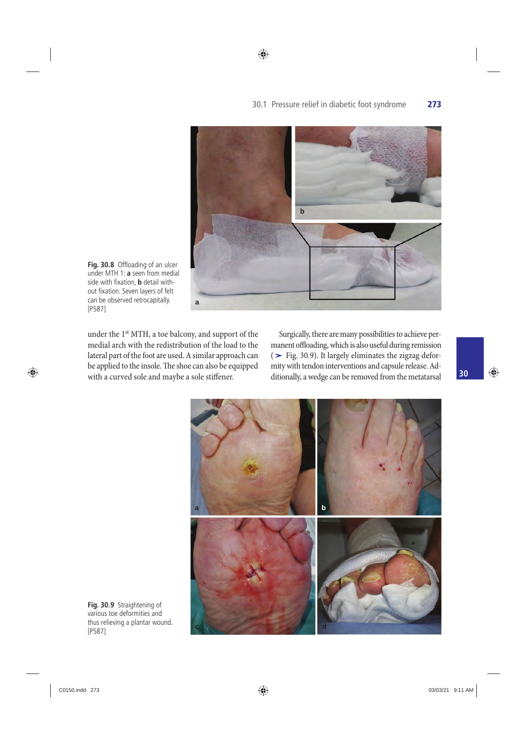Fig. 30.8 Offloading of an ulcer under MTH 1: **a** seen from medial side with fixation, **b** detail without fixation. Seven layers of felt can be observed retrocapitally. [P587]

under the 1st MTH, a toe balcony, and support of the medial arch with the redistribution of the load to the lateral part of the foot are used. A similar approach can be applied to the insole. The shoe can also be equipped with a curved sole and maybe a sole stiffener.

Surgically, there are many possibilities to achieve permanent offloading, which is also useful during remission (➤ Fig. 30.9). It largely eliminates the zigzag deformity with tendon interventions and capsule release. Additionally, a wedge can be removed from the metatarsal

Fig. 30.9 Straightening of various toe deformities and thus relieving a plantar wound. [P587]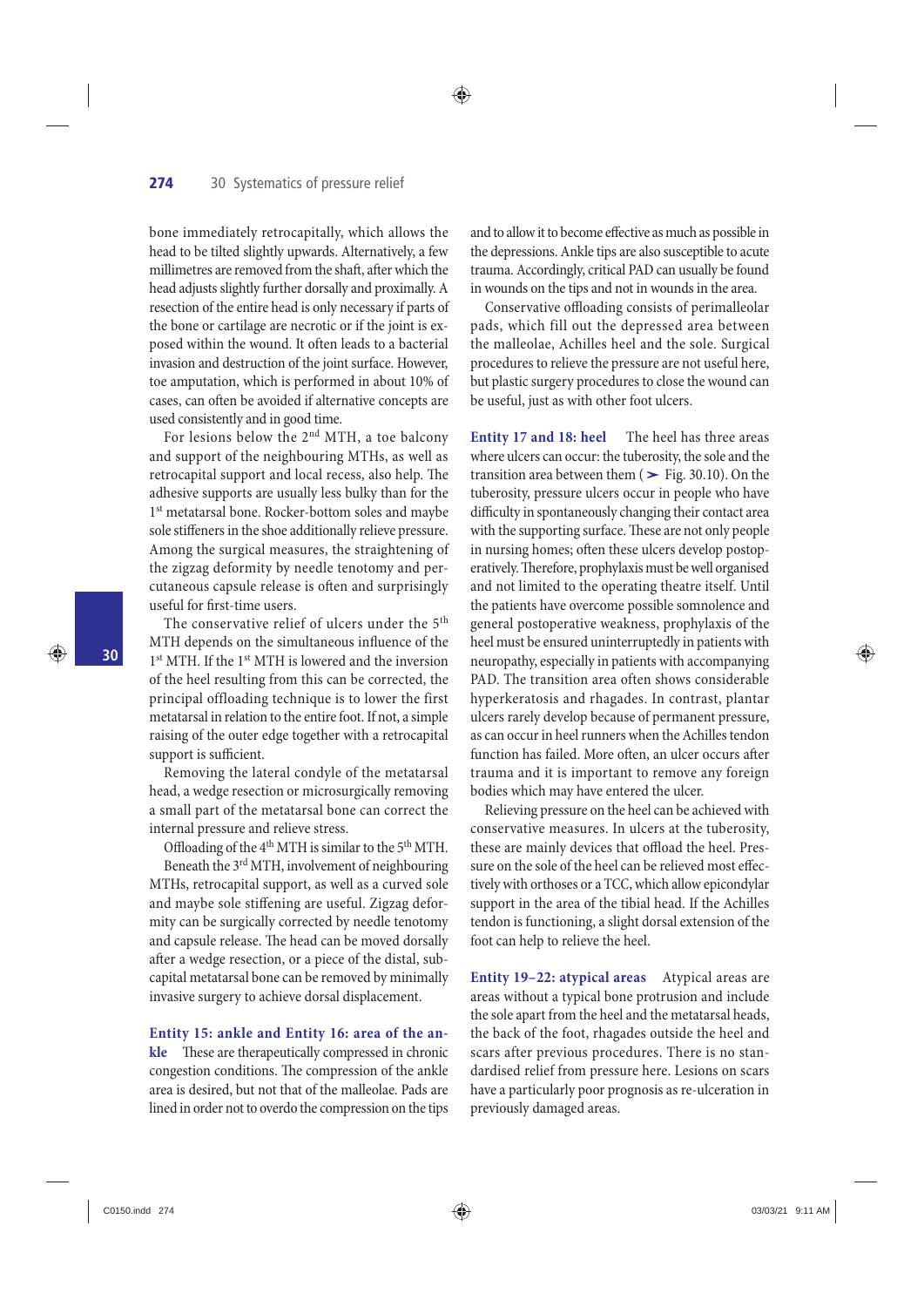bone immediately retrocapitally, which allows the head to be tilted slightly upwards. Alternatively, a few millimetres are removed from the shaft, after which the head adjusts slightly further dorsally and proximally. A resection of the entire head is only necessary if parts of the bone or cartilage are necrotic or if the joint is exposed within the wound. It often leads to a bacterial invasion and destruction of the joint surface. However, toe amputation, which is performed in about 10% of cases, can often be avoided if alternative concepts are used consistently and in good time.

For lesions below the 2nd MTH, a toe balcony and support of the neighbouring MTHs, as well as retrocapital support and local recess, also help. The adhesive supports are usually less bulky than for the 1st metatarsal bone. Rocker-bottom soles and maybe sole stiffeners in the shoe additionally relieve pressure. Among the surgical measures, the straightening of the zigzag deformity by needle tenotomy and percutaneous capsule release is often and surprisingly useful for first-time users.

The conservative relief of ulcers under the 5th MTH depends on the simultaneous influence of the 1st MTH. If the 1st MTH is lowered and the inversion of the heel resulting from this can be corrected, the principal offloading technique is to lower the first metatarsal in relation to the entire foot. If not, a simple raising of the outer edge together with a retrocapital support is sufficient.

Removing the lateral condyle of the metatarsal head, a wedge resection or microsurgically removing a small part of the metatarsal bone can correct the internal pressure and relieve stress.

Offloading of the 4th MTH is similar to the 5th MTH.

Beneath the 3rd MTH, involvement of neighbouring MTHs, retrocapital support, as well as a curved sole and maybe sole stiffening are useful. Zigzag deformity can be surgically corrected by needle tenotomy and capsule release. The head can be moved dorsally after a wedge resection, or a piece of the distal, subcapital metatarsal bone can be removed by minimally invasive surgery to achieve dorsal displacement.

**Entity 15: ankle and Entity 16: area of the ankle** These are therapeutically compressed in chronic congestion conditions. The compression of the ankle area is desired, but not that of the malleolae. Pads are lined in order not to overdo the compression on the tips and to allow it to become effective as much as possible in the depressions. Ankle tips are also susceptible to acute trauma. Accordingly, critical PAD can usually be found in wounds on the tips and not in wounds in the area.

Conservative offloading consists of perimalleolar pads, which fill out the depressed area between the malleolae, Achilles heel and the sole. Surgical procedures to relieve the pressure are not useful here, but plastic surgery procedures to close the wound can be useful, just as with other foot ulcers.

**Entity 17 and 18: heel** The heel has three areas where ulcers can occur: the tuberosity, the sole and the transition area between them (➤ Fig. 30.10). On the tuberosity, pressure ulcers occur in people who have difficulty in spontaneously changing their contact area with the supporting surface. These are not only people in nursing homes; often these ulcers develop postoperatively. Therefore, prophylaxis must be well organised and not limited to the operating theatre itself. Until the patients have overcome possible somnolence and general postoperative weakness, prophylaxis of the heel must be ensured uninterruptedly in patients with neuropathy, especially in patients with accompanying PAD. The transition area often shows considerable hyperkeratosis and rhagades. In contrast, plantar ulcers rarely develop because of permanent pressure, as can occur in heel runners when the Achilles tendon function has failed. More often, an ulcer occurs after trauma and it is important to remove any foreign bodies which may have entered the ulcer.

Relieving pressure on the heel can be achieved with conservative measures. In ulcers at the tuberosity, these are mainly devices that offload the heel. Pressure on the sole of the heel can be relieved most effectively with orthoses or a TCC, which allow epicondylar support in the area of the tibial head. If the Achilles tendon is functioning, a slight dorsal extension of the foot can help to relieve the heel.

**Entity 19–22: atypical areas** Atypical areas are areas without a typical bone protrusion and include the sole apart from the heel and the metatarsal heads, the back of the foot, rhagades outside the heel and scars after previous procedures. There is no standardised relief from pressure here. Lesions on scars have a particularly poor prognosis as re-ulceration in previously damaged areas.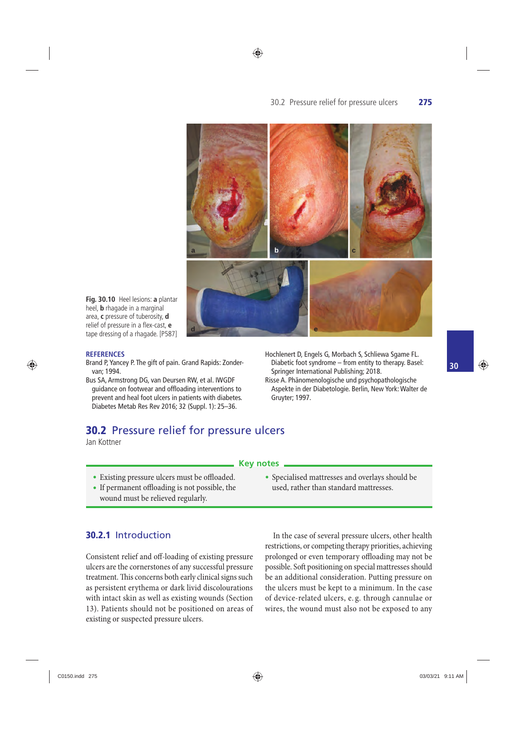Fig. 30.10 Heel lesions: **a** plantar heel, **b** rhagade in a marginal area, **c** pressure of tuberosity, **d** relief of pressure in a flex-cast, **e** tape dressing of a rhagade. [P587]

**REFERENCES**

Brand P, Yancey P. The gift of pain. Grand Rapids: Zondervan; 1994.

Bus SA, Armstrong DG, van Deursen RW, et al. IWGDF guidance on footwear and offloading interventions to prevent and heal foot ulcers in patients with diabetes. Diabetes Metab Res Rev 2016; 32 (Suppl. 1): 25–36.

Hochlenert D, Engels G, Morbach S, Schliewa Sgame FL. Diabetic foot syndrome – from entity to therapy. Basel: Springer International Publishing; 2018.

Risse A. Phänomenologische und psychopathologische Aspekte in der Diabetologie. Berlin, New York: Walter de Gruyter; 1997.

## 30.2 Pressure relief for pressure ulcers

Jan Kottner

**Key notes**

- Existing pressure ulcers must be offloaded.
- If permanent offloading is not possible, the wound must be relieved regularly.
- Specialised mattresses and overlays should be used, rather than standard mattresses.

### 30.2.1 Introduction

Consistent relief and off-loading of existing pressure ulcers are the cornerstones of any successful pressure treatment. This concerns both early clinical signs such as persistent erythema or dark livid discolourations with intact skin as well as existing wounds (Section 13). Patients should not be positioned on areas of existing or suspected pressure ulcers.

In the case of several pressure ulcers, other health restrictions, or competing therapy priorities, achieving prolonged or even temporary offloading may not be possible. Soft positioning on special mattresses should be an additional consideration. Putting pressure on the ulcers must be kept to a minimum. In the case of device-related ulcers, e. g. through cannulae or wires, the wound must also not be exposed to any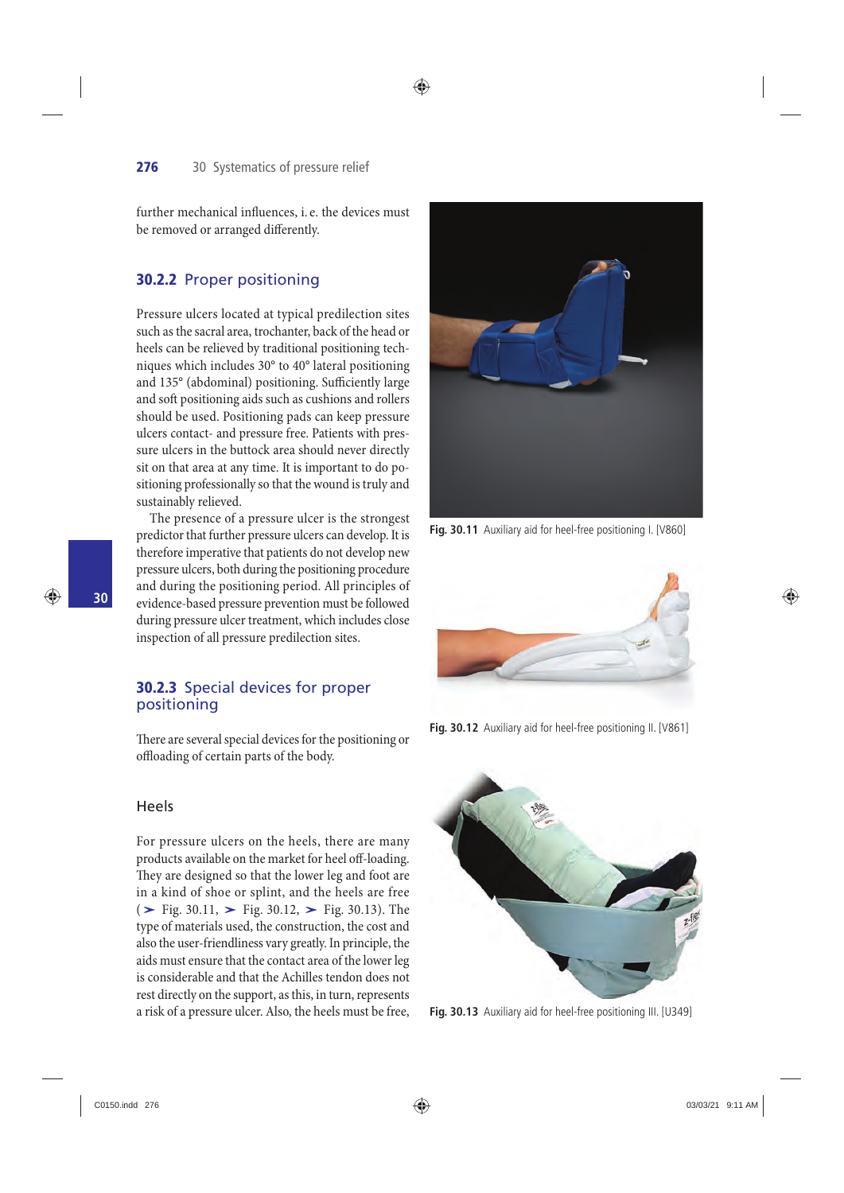further mechanical influences, i. e. the devices must be removed or arranged differently.

### 30.2.2 Proper positioning

Pressure ulcers located at typical predilection sites such as the sacral area, trochanter, back of the head or heels can be relieved by traditional positioning techniques which includes 30° to 40° lateral positioning and 135° (abdominal) positioning. Sufficiently large and soft positioning aids such as cushions and rollers should be used. Positioning pads can keep pressure ulcers contact- and pressure free. Patients with pressure ulcers in the buttock area should never directly sit on that area at any time. It is important to do positioning professionally so that the wound is truly and sustainably relieved.

The presence of a pressure ulcer is the strongest predictor that further pressure ulcers can develop. It is therefore imperative that patients do not develop new pressure ulcers, both during the positioning procedure and during the positioning period. All principles of evidence-based pressure prevention must be followed during pressure ulcer treatment, which includes close inspection of all pressure predilection sites.

### 30.2.3 Special devices for proper positioning

There are several special devices for the positioning or offloading of certain parts of the body.

#### Heels

For pressure ulcers on the heels, there are many products available on the market for heel off-loading. They are designed so that the lower leg and foot are in a kind of shoe or splint, and the heels are free (➤ Fig. 30.11, ➤ Fig. 30.12, ➤ Fig. 30.13). The type of materials used, the construction, the cost and also the user-friendliness vary greatly. In principle, the aids must ensure that the contact area of the lower leg is considerable and that the Achilles tendon does not rest directly on the support, as this, in turn, represents a risk of a pressure ulcer. Also, the heels must be free,

**Fig. 30.11** Auxiliary aid for heel-free positioning I. [V860]

**Fig. 30.12** Auxiliary aid for heel-free positioning II. [V861]

**Fig. 30.13** Auxiliary aid for heel-free positioning III. [U349]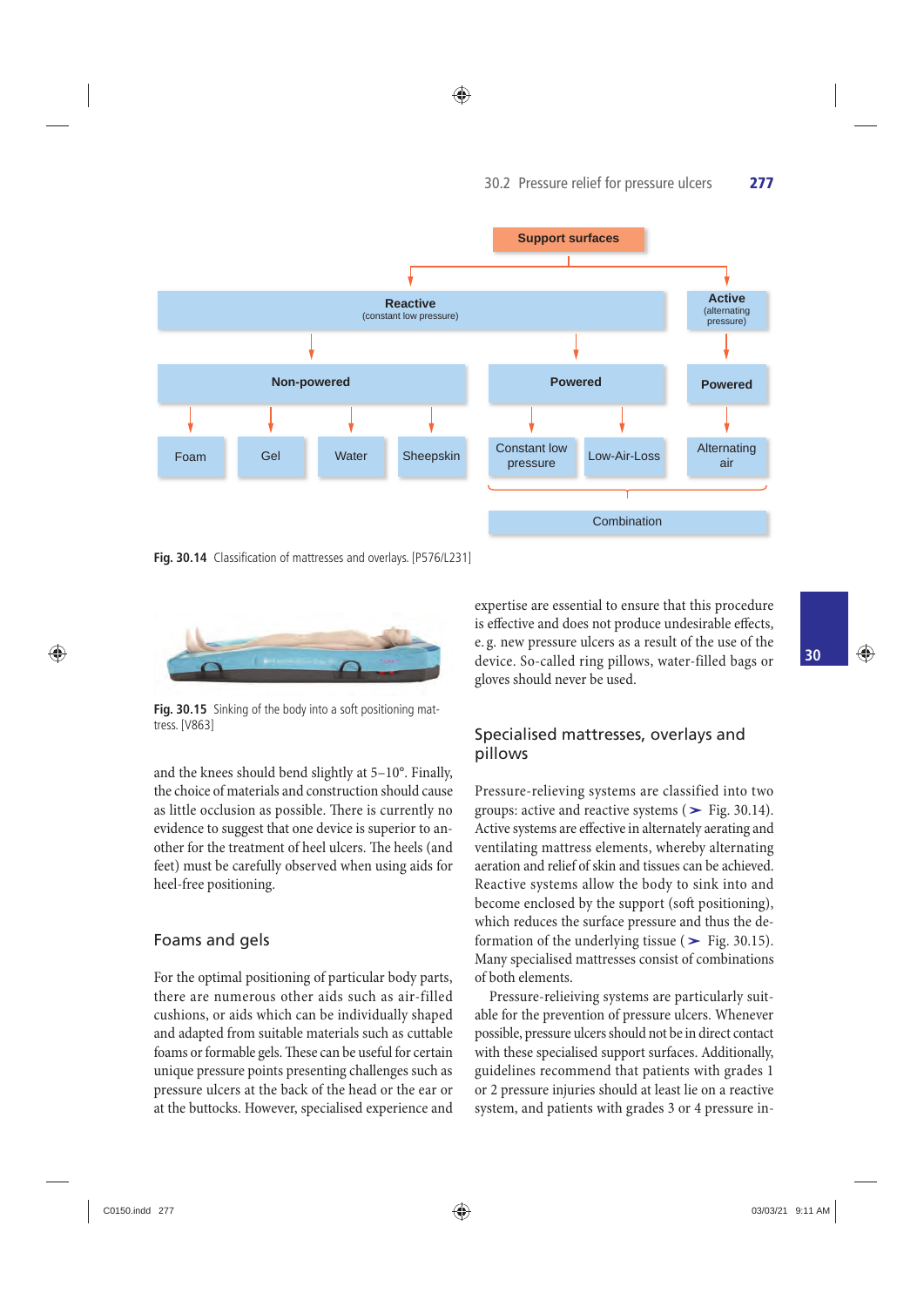Fig. 30.14 Classification of mattresses and overlays. [P576/L231]

Fig. 30.15 Sinking of the body into a soft positioning mattress. [V863]

and the knees should bend slightly at 5–10°. Finally, the choice of materials and construction should cause as little occlusion as possible. There is currently no evidence to suggest that one device is superior to another for the treatment of heel ulcers. The heels (and feet) must be carefully observed when using aids for heel-free positioning.

## Foams and gels

For the optimal positioning of particular body parts, there are numerous other aids such as air-filled cushions, or aids which can be individually shaped and adapted from suitable materials such as cuttable foams or formable gels. These can be useful for certain unique pressure points presenting challenges such as pressure ulcers at the back of the head or the ear or at the buttocks. However, specialised experience and expertise are essential to ensure that this procedure is effective and does not produce undesirable effects, e. g. new pressure ulcers as a result of the use of the device. So-called ring pillows, water-filled bags or gloves should never be used.

## Specialised mattresses, overlays and pillows

Pressure-relieving systems are classified into two groups: active and reactive systems (➤ Fig. 30.14). Active systems are effective in alternately aerating and ventilating mattress elements, whereby alternating aeration and relief of skin and tissues can be achieved. Reactive systems allow the body to sink into and become enclosed by the support (soft positioning), which reduces the surface pressure and thus the deformation of the underlying tissue (➤ Fig. 30.15). Many specialised mattresses consist of combinations of both elements.

Pressure-relieiving systems are particularly suitable for the prevention of pressure ulcers. Whenever possible, pressure ulcers should not be in direct contact with these specialised support surfaces. Additionally, guidelines recommend that patients with grades 1 or 2 pressure injuries should at least lie on a reactive system, and patients with grades 3 or 4 pressure in-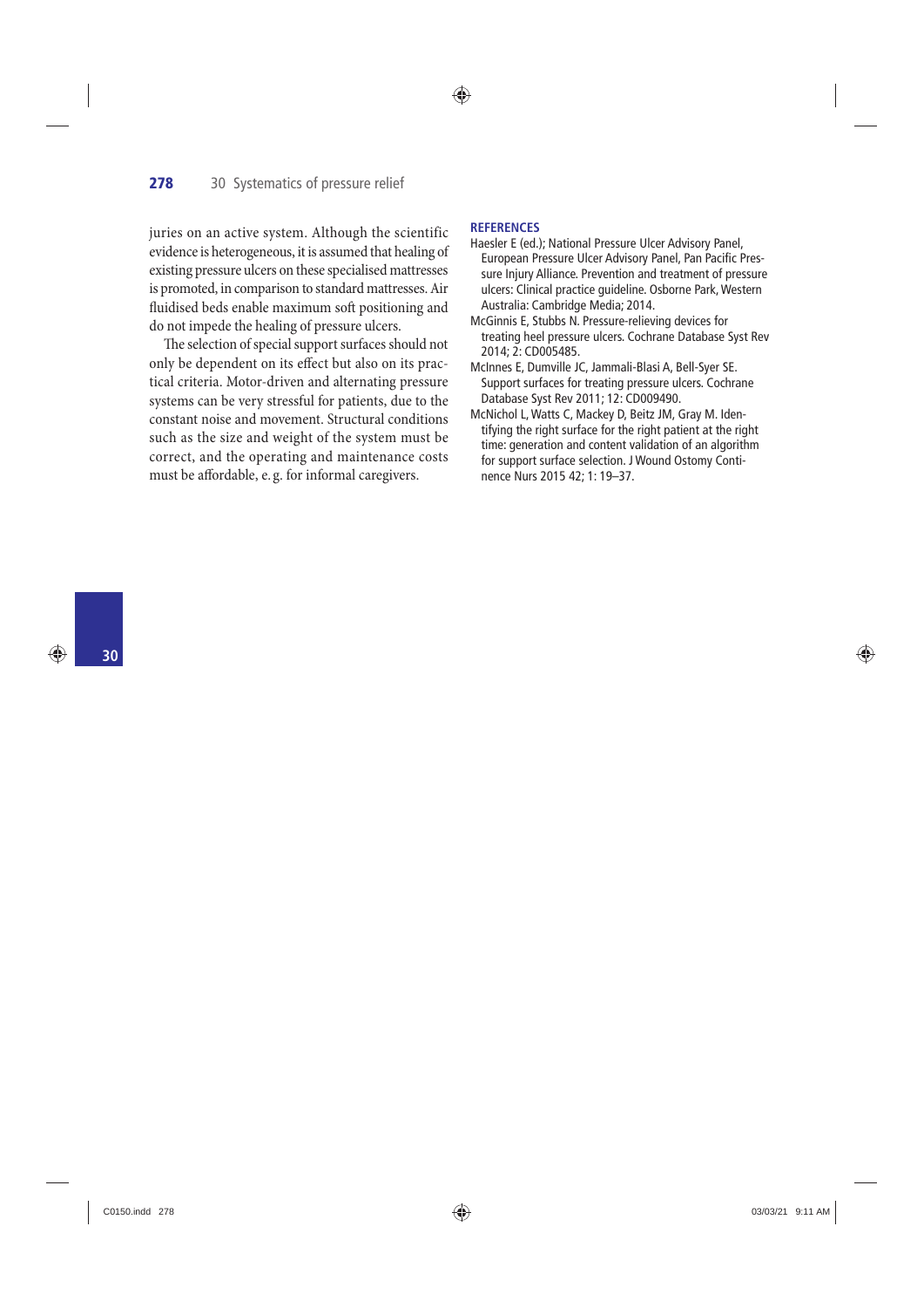juries on an active system. Although the scientific evidence is heterogeneous, it is assumed that healing of existing pressure ulcers on these specialised mattresses is promoted, in comparison to standard mattresses. Air fluidised beds enable maximum soft positioning and do not impede the healing of pressure ulcers.

The selection of special support surfaces should not only be dependent on its effect but also on its practical criteria. Motor-driven and alternating pressure systems can be very stressful for patients, due to the constant noise and movement. Structural conditions such as the size and weight of the system must be correct, and the operating and maintenance costs must be affordable, e. g. for informal caregivers.

## REFERENCES

Haesler E (ed.); National Pressure Ulcer Advisory Panel, European Pressure Ulcer Advisory Panel, Pan Pacific Pressure Injury Alliance. Prevention and treatment of pressure ulcers: Clinical practice guideline. Osborne Park, Western Australia: Cambridge Media; 2014.

McGinnis E, Stubbs N. Pressure-relieving devices for treating heel pressure ulcers. Cochrane Database Syst Rev 2014; 2: CD005485.

McInnes E, Dumville JC, Jammali-Blasi A, Bell-Syer SE. Support surfaces for treating pressure ulcers. Cochrane Database Syst Rev 2011; 12: CD009490.

McNichol L, Watts C, Mackey D, Beitz JM, Gray M. Identifying the right surface for the right patient at the right time: generation and content validation of an algorithm for support surface selection. J Wound Ostomy Continence Nurs 2015 42; 1: 19–37.